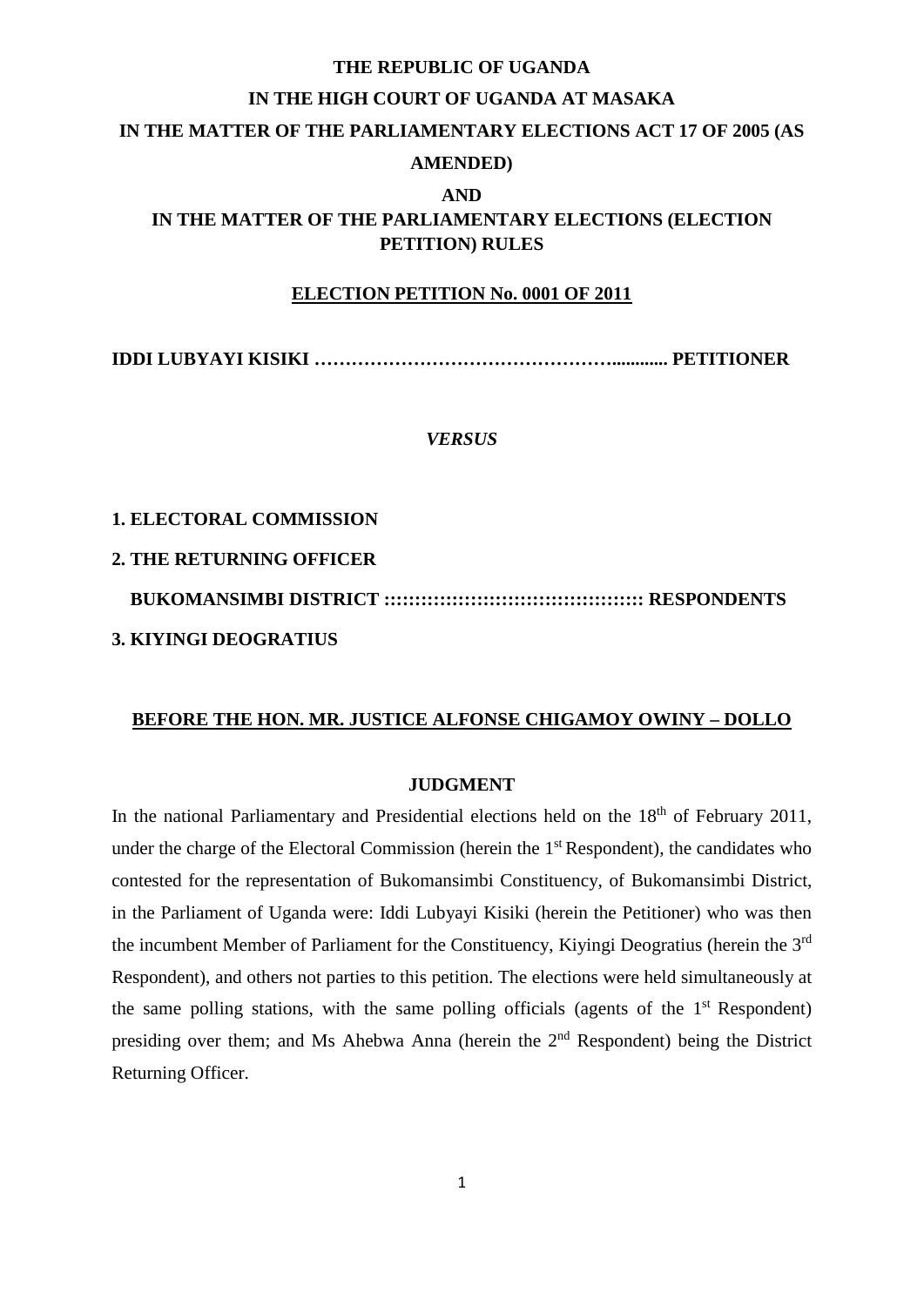**THE REPUBLIC OF UGANDA**

**IN THE HIGH COURT OF UGANDA AT MASAKA**

**IN THE MATTER OF THE PARLIAMENTARY ELECTIONS ACT 17 OF 2005 (AS AMENDED)**

**AND**

**IN THE MATTER OF THE PARLIAMENTARY ELECTIONS (ELECTION PETITION) RULES**

**ELECTION PETITION No. 0001 OF 2011**

**IDDI LUBYAYI KISIKI …………………………………………............ PETITIONER**

***VERSUS***

**1. ELECTORAL COMMISSION**

**2. THE RETURNING OFFICER**

**BUKOMANSIMBI DISTRICT :::::::::::::::::::::::::::::::::::::::::: RESPONDENTS**

**3. KIYINGI DEOGRATIUS**

**BEFORE THE HON. MR. JUSTICE ALFONSE CHIGAMOY OWINY – DOLLO**

## JUDGMENT

In the national Parliamentary and Presidential elections held on the 18th of February 2011, under the charge of the Electoral Commission (herein the 1st Respondent), the candidates who contested for the representation of Bukomansimbi Constituency, of Bukomansimbi District, in the Parliament of Uganda were: Iddi Lubyayi Kisiki (herein the Petitioner) who was then the incumbent Member of Parliament for the Constituency, Kiyingi Deogratius (herein the 3rd Respondent), and others not parties to this petition. The elections were held simultaneously at the same polling stations, with the same polling officials (agents of the 1st Respondent) presiding over them; and Ms Ahebwa Anna (herein the 2nd Respondent) being the District Returning Officer.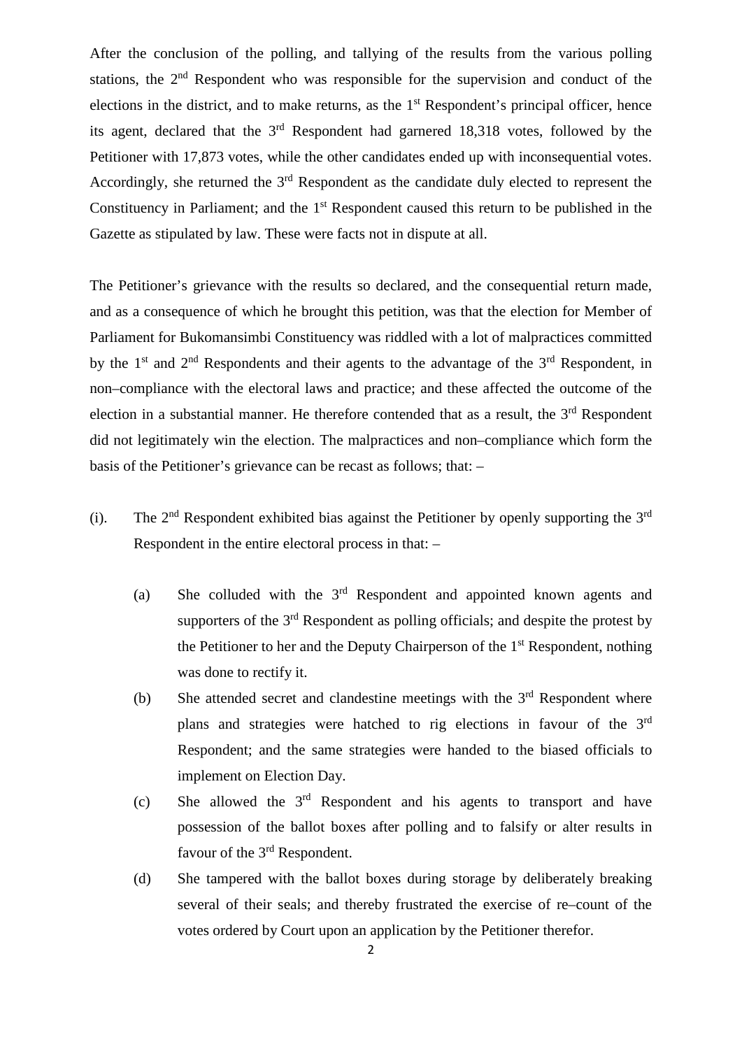After the conclusion of the polling, and tallying of the results from the various polling stations, the 2nd Respondent who was responsible for the supervision and conduct of the elections in the district, and to make returns, as the 1st Respondent's principal officer, hence its agent, declared that the 3rd Respondent had garnered 18,318 votes, followed by the Petitioner with 17,873 votes, while the other candidates ended up with inconsequential votes. Accordingly, she returned the 3rd Respondent as the candidate duly elected to represent the Constituency in Parliament; and the 1st Respondent caused this return to be published in the Gazette as stipulated by law. These were facts not in dispute at all.

The Petitioner's grievance with the results so declared, and the consequential return made, and as a consequence of which he brought this petition, was that the election for Member of Parliament for Bukomansimbi Constituency was riddled with a lot of malpractices committed by the 1st and 2nd Respondents and their agents to the advantage of the 3rd Respondent, in non–compliance with the electoral laws and practice; and these affected the outcome of the election in a substantial manner. He therefore contended that as a result, the 3rd Respondent did not legitimately win the election. The malpractices and non–compliance which form the basis of the Petitioner's grievance can be recast as follows; that: –

(i). The 2nd Respondent exhibited bias against the Petitioner by openly supporting the 3rd Respondent in the entire electoral process in that: –

  (a) She colluded with the 3rd Respondent and appointed known agents and supporters of the 3rd Respondent as polling officials; and despite the protest by the Petitioner to her and the Deputy Chairperson of the 1st Respondent, nothing was done to rectify it.

  (b) She attended secret and clandestine meetings with the 3rd Respondent where plans and strategies were hatched to rig elections in favour of the 3rd Respondent; and the same strategies were handed to the biased officials to implement on Election Day.

  (c) She allowed the 3rd Respondent and his agents to transport and have possession of the ballot boxes after polling and to falsify or alter results in favour of the 3rd Respondent.

  (d) She tampered with the ballot boxes during storage by deliberately breaking several of their seals; and thereby frustrated the exercise of re–count of the votes ordered by Court upon an application by the Petitioner therefor.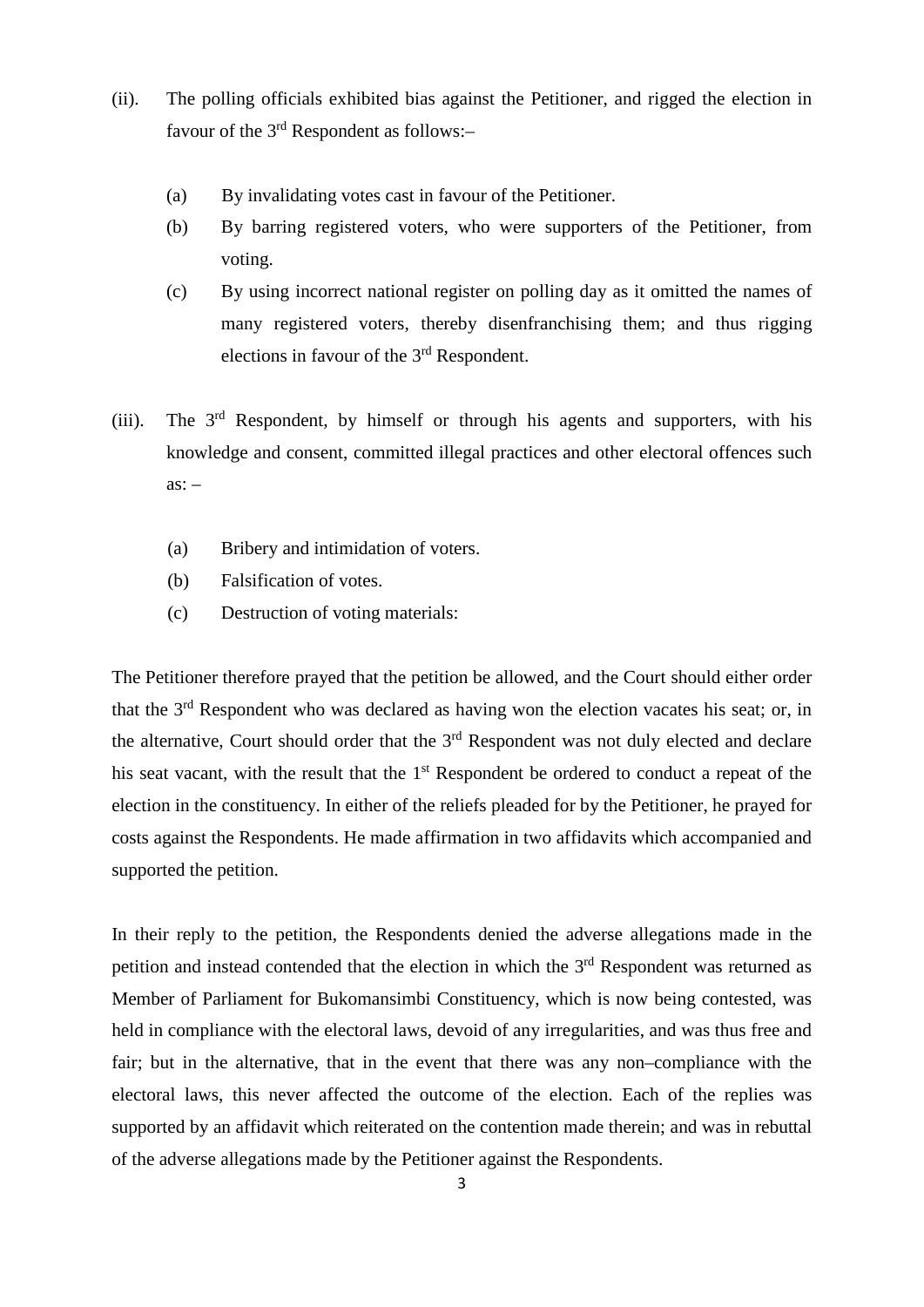(ii). The polling officials exhibited bias against the Petitioner, and rigged the election in favour of the 3rd Respondent as follows:–

   (a) By invalidating votes cast in favour of the Petitioner.

   (b) By barring registered voters, who were supporters of the Petitioner, from voting.

   (c) By using incorrect national register on polling day as it omitted the names of many registered voters, thereby disenfranchising them; and thus rigging elections in favour of the 3rd Respondent.

(iii). The 3rd Respondent, by himself or through his agents and supporters, with his knowledge and consent, committed illegal practices and other electoral offences such as: –

   (a) Bribery and intimidation of voters.

   (b) Falsification of votes.

   (c) Destruction of voting materials:

The Petitioner therefore prayed that the petition be allowed, and the Court should either order that the 3rd Respondent who was declared as having won the election vacates his seat; or, in the alternative, Court should order that the 3rd Respondent was not duly elected and declare his seat vacant, with the result that the 1st Respondent be ordered to conduct a repeat of the election in the constituency. In either of the reliefs pleaded for by the Petitioner, he prayed for costs against the Respondents. He made affirmation in two affidavits which accompanied and supported the petition.

In their reply to the petition, the Respondents denied the adverse allegations made in the petition and instead contended that the election in which the 3rd Respondent was returned as Member of Parliament for Bukomansimbi Constituency, which is now being contested, was held in compliance with the electoral laws, devoid of any irregularities, and was thus free and fair; but in the alternative, that in the event that there was any non–compliance with the electoral laws, this never affected the outcome of the election. Each of the replies was supported by an affidavit which reiterated on the contention made therein; and was in rebuttal of the adverse allegations made by the Petitioner against the Respondents.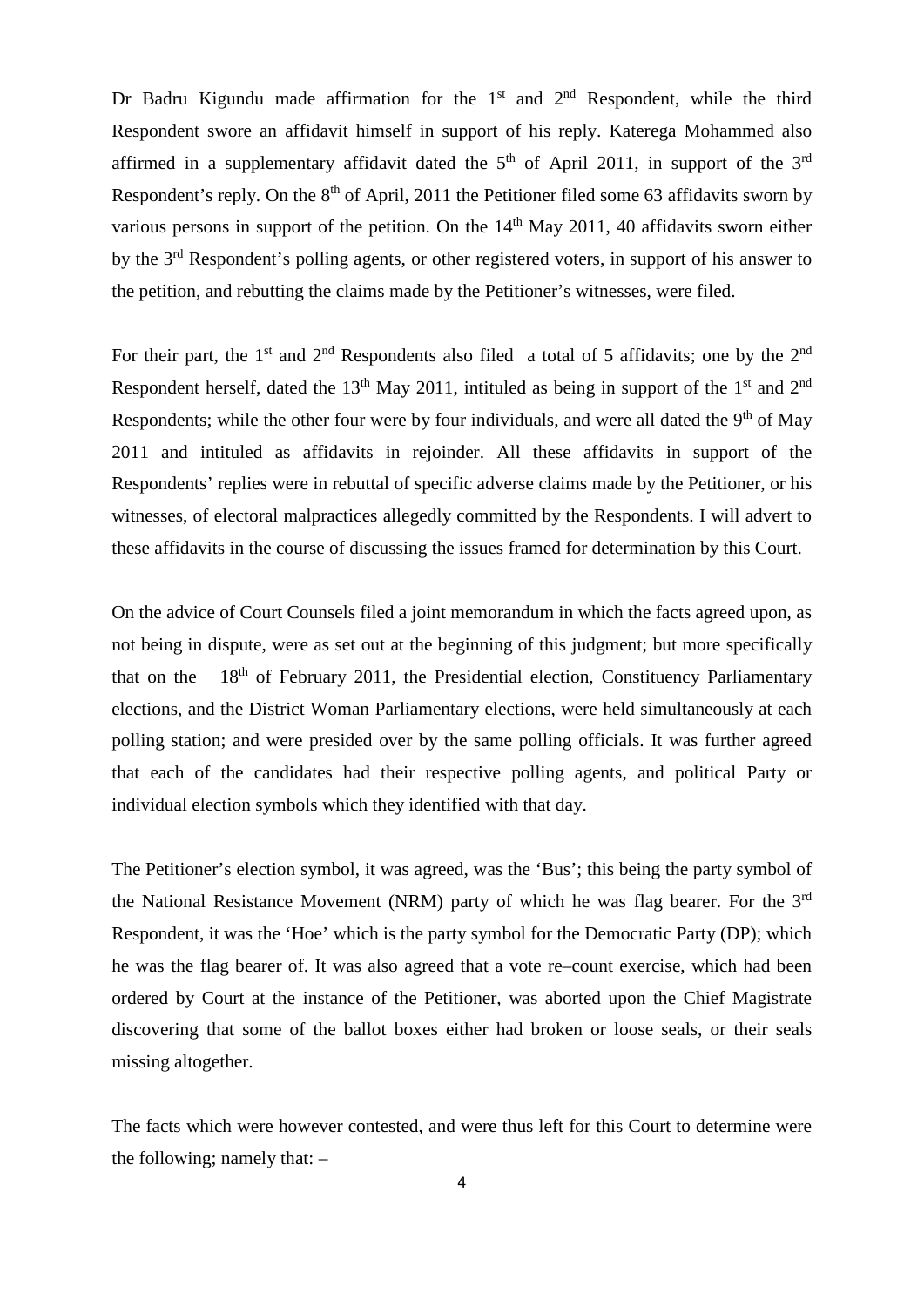Dr Badru Kigundu made affirmation for the 1st and 2nd Respondent, while the third Respondent swore an affidavit himself in support of his reply. Katerega Mohammed also affirmed in a supplementary affidavit dated the 5th of April 2011, in support of the 3rd Respondent's reply. On the 8th of April, 2011 the Petitioner filed some 63 affidavits sworn by various persons in support of the petition. On the 14th May 2011, 40 affidavits sworn either by the 3rd Respondent's polling agents, or other registered voters, in support of his answer to the petition, and rebutting the claims made by the Petitioner's witnesses, were filed.

For their part, the 1st and 2nd Respondents also filed a total of 5 affidavits; one by the 2nd Respondent herself, dated the 13th May 2011, intituled as being in support of the 1st and 2nd Respondents; while the other four were by four individuals, and were all dated the 9th of May 2011 and intituled as affidavits in rejoinder. All these affidavits in support of the Respondents' replies were in rebuttal of specific adverse claims made by the Petitioner, or his witnesses, of electoral malpractices allegedly committed by the Respondents. I will advert to these affidavits in the course of discussing the issues framed for determination by this Court.

On the advice of Court Counsels filed a joint memorandum in which the facts agreed upon, as not being in dispute, were as set out at the beginning of this judgment; but more specifically that on the 18th of February 2011, the Presidential election, Constituency Parliamentary elections, and the District Woman Parliamentary elections, were held simultaneously at each polling station; and were presided over by the same polling officials. It was further agreed that each of the candidates had their respective polling agents, and political Party or individual election symbols which they identified with that day.

The Petitioner's election symbol, it was agreed, was the 'Bus'; this being the party symbol of the National Resistance Movement (NRM) party of which he was flag bearer. For the 3rd Respondent, it was the 'Hoe' which is the party symbol for the Democratic Party (DP); which he was the flag bearer of. It was also agreed that a vote re–count exercise, which had been ordered by Court at the instance of the Petitioner, was aborted upon the Chief Magistrate discovering that some of the ballot boxes either had broken or loose seals, or their seals missing altogether.

The facts which were however contested, and were thus left for this Court to determine were the following; namely that: –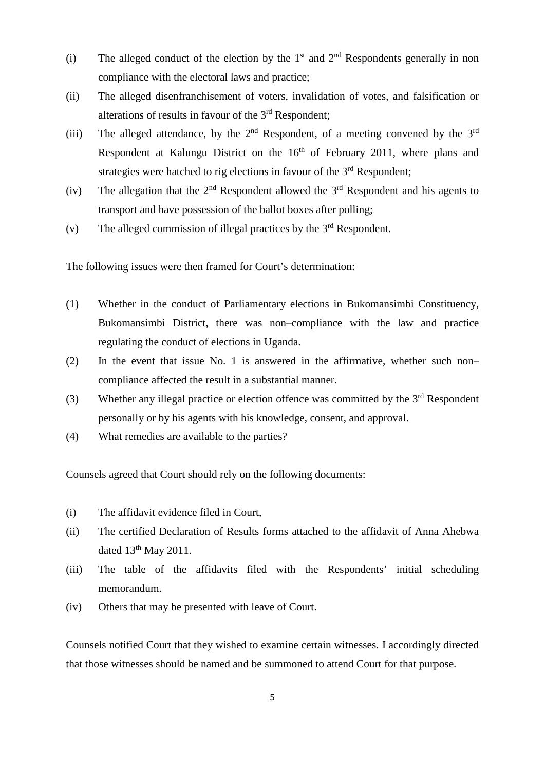(i) The alleged conduct of the election by the 1st and 2nd Respondents generally in non compliance with the electoral laws and practice;

(ii) The alleged disenfranchisement of voters, invalidation of votes, and falsification or alterations of results in favour of the 3rd Respondent;

(iii) The alleged attendance, by the 2nd Respondent, of a meeting convened by the 3rd Respondent at Kalungu District on the 16th of February 2011, where plans and strategies were hatched to rig elections in favour of the 3rd Respondent;

(iv) The allegation that the 2nd Respondent allowed the 3rd Respondent and his agents to transport and have possession of the ballot boxes after polling;

(v) The alleged commission of illegal practices by the 3rd Respondent.

The following issues were then framed for Court's determination:

(1) Whether in the conduct of Parliamentary elections in Bukomansimbi Constituency, Bukomansimbi District, there was non–compliance with the law and practice regulating the conduct of elections in Uganda.

(2) In the event that issue No. 1 is answered in the affirmative, whether such non–compliance affected the result in a substantial manner.

(3) Whether any illegal practice or election offence was committed by the 3rd Respondent personally or by his agents with his knowledge, consent, and approval.

(4) What remedies are available to the parties?

Counsels agreed that Court should rely on the following documents:

(i) The affidavit evidence filed in Court,

(ii) The certified Declaration of Results forms attached to the affidavit of Anna Ahebwa dated 13th May 2011.

(iii) The table of the affidavits filed with the Respondents' initial scheduling memorandum.

(iv) Others that may be presented with leave of Court.

Counsels notified Court that they wished to examine certain witnesses. I accordingly directed that those witnesses should be named and be summoned to attend Court for that purpose.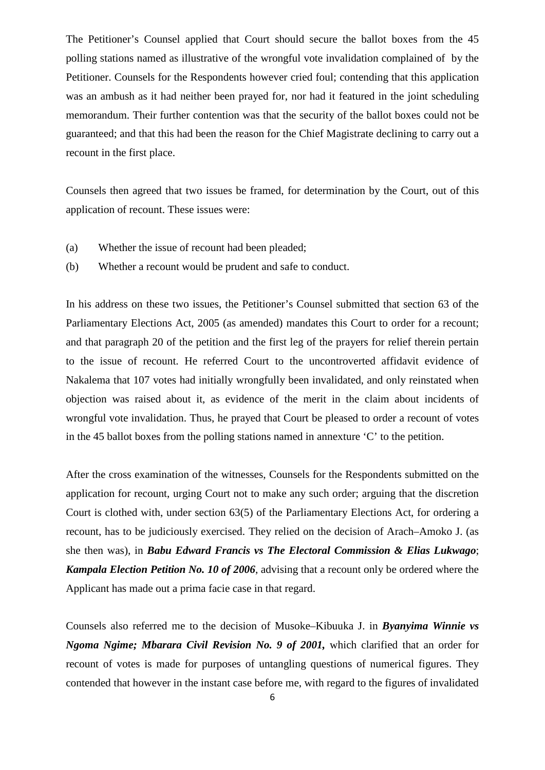The Petitioner's Counsel applied that Court should secure the ballot boxes from the 45 polling stations named as illustrative of the wrongful vote invalidation complained of by the Petitioner. Counsels for the Respondents however cried foul; contending that this application was an ambush as it had neither been prayed for, nor had it featured in the joint scheduling memorandum. Their further contention was that the security of the ballot boxes could not be guaranteed; and that this had been the reason for the Chief Magistrate declining to carry out a recount in the first place.

Counsels then agreed that two issues be framed, for determination by the Court, out of this application of recount. These issues were:

(a) Whether the issue of recount had been pleaded;

(b) Whether a recount would be prudent and safe to conduct.

In his address on these two issues, the Petitioner's Counsel submitted that section 63 of the Parliamentary Elections Act, 2005 (as amended) mandates this Court to order for a recount; and that paragraph 20 of the petition and the first leg of the prayers for relief therein pertain to the issue of recount. He referred Court to the uncontroverted affidavit evidence of Nakalema that 107 votes had initially wrongfully been invalidated, and only reinstated when objection was raised about it, as evidence of the merit in the claim about incidents of wrongful vote invalidation. Thus, he prayed that Court be pleased to order a recount of votes in the 45 ballot boxes from the polling stations named in annexture 'C' to the petition.

After the cross examination of the witnesses, Counsels for the Respondents submitted on the application for recount, urging Court not to make any such order; arguing that the discretion Court is clothed with, under section 63(5) of the Parliamentary Elections Act, for ordering a recount, has to be judiciously exercised. They relied on the decision of Arach–Amoko J. (as she then was), in ***Babu Edward Francis vs The Electoral Commission & Elias Lukwago***; ***Kampala Election Petition No. 10 of 2006***, advising that a recount only be ordered where the Applicant has made out a prima facie case in that regard.

Counsels also referred me to the decision of Musoke–Kibuuka J. in ***Byanyima Winnie vs Ngoma Ngime; Mbarara Civil Revision No. 9 of 2001,*** which clarified that an order for recount of votes is made for purposes of untangling questions of numerical figures. They contended that however in the instant case before me, with regard to the figures of invalidated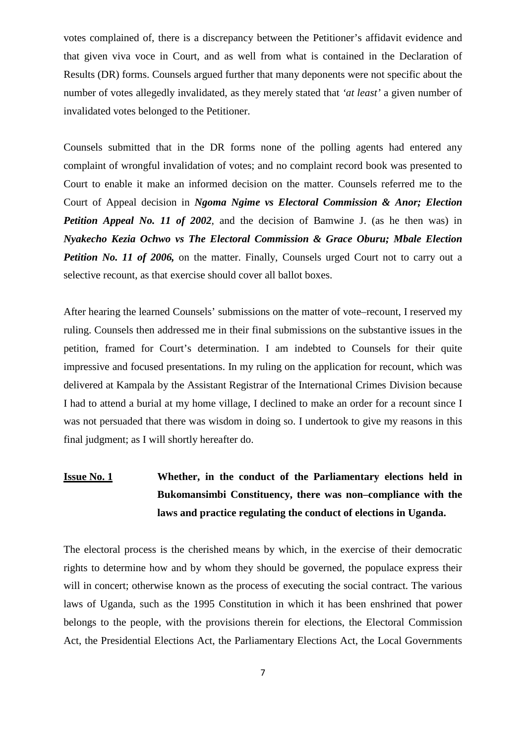votes complained of, there is a discrepancy between the Petitioner's affidavit evidence and that given viva voce in Court, and as well from what is contained in the Declaration of Results (DR) forms. Counsels argued further that many deponents were not specific about the number of votes allegedly invalidated, as they merely stated that *'at least'* a given number of invalidated votes belonged to the Petitioner.

Counsels submitted that in the DR forms none of the polling agents had entered any complaint of wrongful invalidation of votes; and no complaint record book was presented to Court to enable it make an informed decision on the matter. Counsels referred me to the Court of Appeal decision in ***Ngoma Ngime vs Electoral Commission & Anor; Election Petition Appeal No. 11 of 2002***, and the decision of Bamwine J. (as he then was) in ***Nyakecho Kezia Ochwo vs The Electoral Commission & Grace Oburu; Mbale Election Petition No. 11 of 2006,*** on the matter. Finally, Counsels urged Court not to carry out a selective recount, as that exercise should cover all ballot boxes.

After hearing the learned Counsels' submissions on the matter of vote–recount, I reserved my ruling. Counsels then addressed me in their final submissions on the substantive issues in the petition, framed for Court's determination. I am indebted to Counsels for their quite impressive and focused presentations. In my ruling on the application for recount, which was delivered at Kampala by the Assistant Registrar of the International Crimes Division because I had to attend a burial at my home village, I declined to make an order for a recount since I was not persuaded that there was wisdom in doing so. I undertook to give my reasons in this final judgment; as I will shortly hereafter do.

**Issue No. 1** **Whether, in the conduct of the Parliamentary elections held in Bukomansimbi Constituency, there was non–compliance with the laws and practice regulating the conduct of elections in Uganda.**

The electoral process is the cherished means by which, in the exercise of their democratic rights to determine how and by whom they should be governed, the populace express their will in concert; otherwise known as the process of executing the social contract. The various laws of Uganda, such as the 1995 Constitution in which it has been enshrined that power belongs to the people, with the provisions therein for elections, the Electoral Commission Act, the Presidential Elections Act, the Parliamentary Elections Act, the Local Governments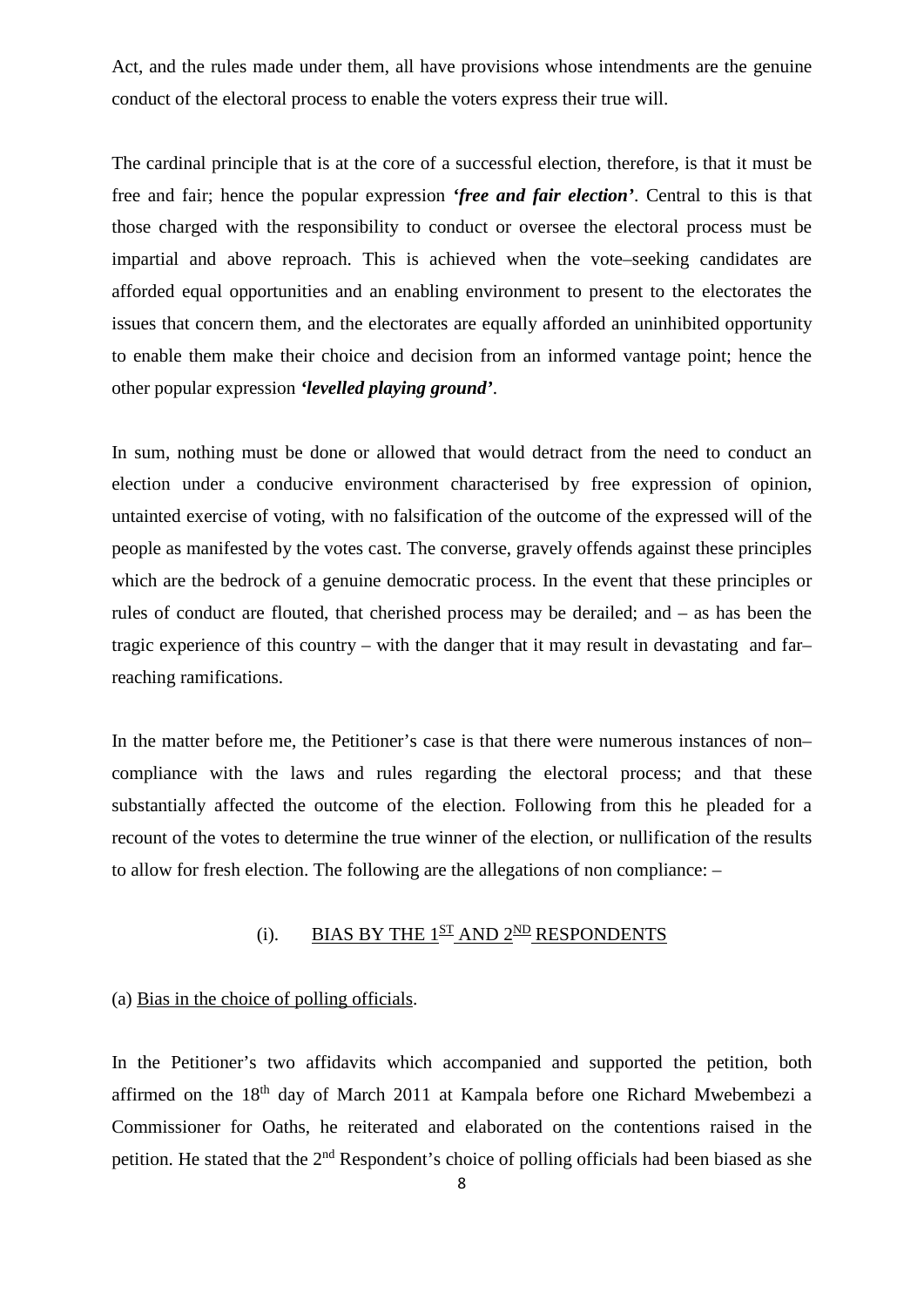Act, and the rules made under them, all have provisions whose intendments are the genuine conduct of the electoral process to enable the voters express their true will.

The cardinal principle that is at the core of a successful election, therefore, is that it must be free and fair; hence the popular expression ***'free and fair election'***. Central to this is that those charged with the responsibility to conduct or oversee the electoral process must be impartial and above reproach. This is achieved when the vote–seeking candidates are afforded equal opportunities and an enabling environment to present to the electorates the issues that concern them, and the electorates are equally afforded an uninhibited opportunity to enable them make their choice and decision from an informed vantage point; hence the other popular expression ***'levelled playing ground'***.

In sum, nothing must be done or allowed that would detract from the need to conduct an election under a conducive environment characterised by free expression of opinion, untainted exercise of voting, with no falsification of the outcome of the expressed will of the people as manifested by the votes cast. The converse, gravely offends against these principles which are the bedrock of a genuine democratic process. In the event that these principles or rules of conduct are flouted, that cherished process may be derailed; and – as has been the tragic experience of this country – with the danger that it may result in devastating and far–reaching ramifications.

In the matter before me, the Petitioner's case is that there were numerous instances of non–compliance with the laws and rules regarding the electoral process; and that these substantially affected the outcome of the election. Following from this he pleaded for a recount of the votes to determine the true winner of the election, or nullification of the results to allow for fresh election. The following are the allegations of non compliance: –

### (i). BIAS BY THE 1ST AND 2ND RESPONDENTS

(a) Bias in the choice of polling officials.

In the Petitioner's two affidavits which accompanied and supported the petition, both affirmed on the 18th day of March 2011 at Kampala before one Richard Mwebembezi a Commissioner for Oaths, he reiterated and elaborated on the contentions raised in the petition. He stated that the 2nd Respondent's choice of polling officials had been biased as she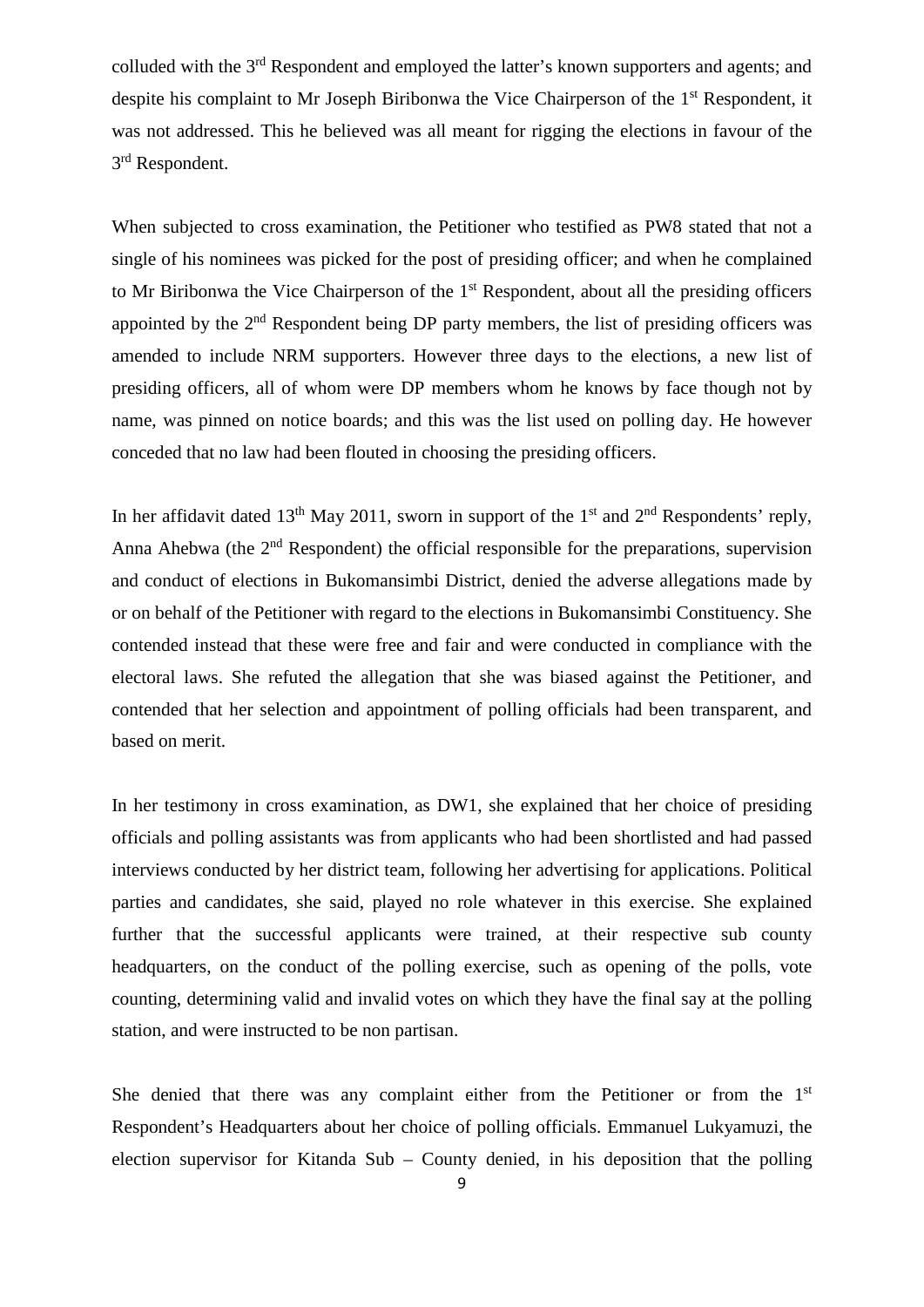colluded with the 3rd Respondent and employed the latter's known supporters and agents; and despite his complaint to Mr Joseph Biribonwa the Vice Chairperson of the 1st Respondent, it was not addressed. This he believed was all meant for rigging the elections in favour of the 3rd Respondent.

When subjected to cross examination, the Petitioner who testified as PW8 stated that not a single of his nominees was picked for the post of presiding officer; and when he complained to Mr Biribonwa the Vice Chairperson of the 1st Respondent, about all the presiding officers appointed by the 2nd Respondent being DP party members, the list of presiding officers was amended to include NRM supporters. However three days to the elections, a new list of presiding officers, all of whom were DP members whom he knows by face though not by name, was pinned on notice boards; and this was the list used on polling day. He however conceded that no law had been flouted in choosing the presiding officers.

In her affidavit dated 13th May 2011, sworn in support of the 1st and 2nd Respondents' reply, Anna Ahebwa (the 2nd Respondent) the official responsible for the preparations, supervision and conduct of elections in Bukomansimbi District, denied the adverse allegations made by or on behalf of the Petitioner with regard to the elections in Bukomansimbi Constituency. She contended instead that these were free and fair and were conducted in compliance with the electoral laws. She refuted the allegation that she was biased against the Petitioner, and contended that her selection and appointment of polling officials had been transparent, and based on merit.

In her testimony in cross examination, as DW1, she explained that her choice of presiding officials and polling assistants was from applicants who had been shortlisted and had passed interviews conducted by her district team, following her advertising for applications. Political parties and candidates, she said, played no role whatever in this exercise. She explained further that the successful applicants were trained, at their respective sub county headquarters, on the conduct of the polling exercise, such as opening of the polls, vote counting, determining valid and invalid votes on which they have the final say at the polling station, and were instructed to be non partisan.

She denied that there was any complaint either from the Petitioner or from the 1st Respondent's Headquarters about her choice of polling officials. Emmanuel Lukyamuzi, the election supervisor for Kitanda Sub – County denied, in his deposition that the polling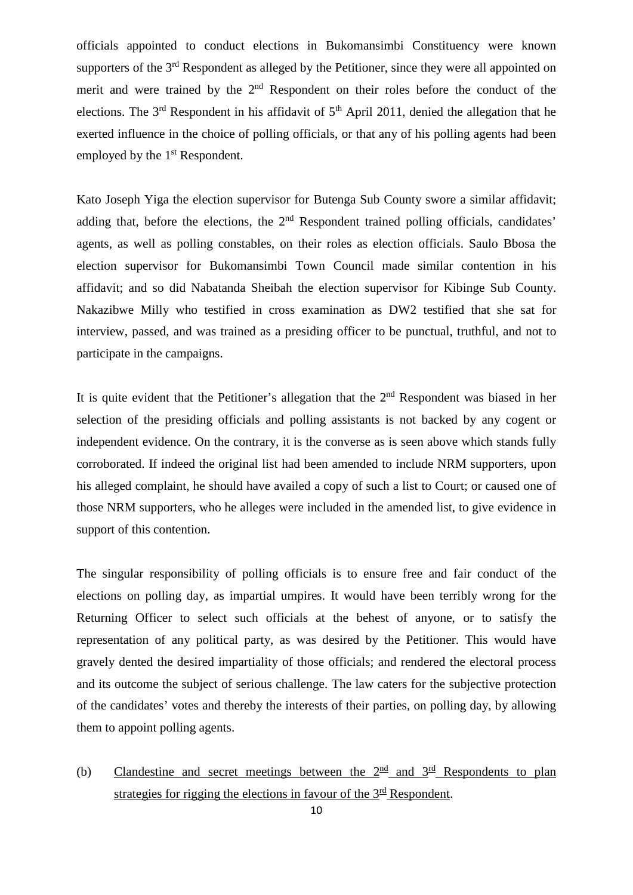officials appointed to conduct elections in Bukomansimbi Constituency were known supporters of the 3rd Respondent as alleged by the Petitioner, since they were all appointed on merit and were trained by the 2nd Respondent on their roles before the conduct of the elections. The 3rd Respondent in his affidavit of 5th April 2011, denied the allegation that he exerted influence in the choice of polling officials, or that any of his polling agents had been employed by the 1st Respondent.

Kato Joseph Yiga the election supervisor for Butenga Sub County swore a similar affidavit; adding that, before the elections, the 2nd Respondent trained polling officials, candidates' agents, as well as polling constables, on their roles as election officials. Saulo Bbosa the election supervisor for Bukomansimbi Town Council made similar contention in his affidavit; and so did Nabatanda Sheibah the election supervisor for Kibinge Sub County. Nakazibwe Milly who testified in cross examination as DW2 testified that she sat for interview, passed, and was trained as a presiding officer to be punctual, truthful, and not to participate in the campaigns.

It is quite evident that the Petitioner's allegation that the 2nd Respondent was biased in her selection of the presiding officials and polling assistants is not backed by any cogent or independent evidence. On the contrary, it is the converse as is seen above which stands fully corroborated. If indeed the original list had been amended to include NRM supporters, upon his alleged complaint, he should have availed a copy of such a list to Court; or caused one of those NRM supporters, who he alleges were included in the amended list, to give evidence in support of this contention.

The singular responsibility of polling officials is to ensure free and fair conduct of the elections on polling day, as impartial umpires. It would have been terribly wrong for the Returning Officer to select such officials at the behest of anyone, or to satisfy the representation of any political party, as was desired by the Petitioner. This would have gravely dented the desired impartiality of those officials; and rendered the electoral process and its outcome the subject of serious challenge. The law caters for the subjective protection of the candidates' votes and thereby the interests of their parties, on polling day, by allowing them to appoint polling agents.

(b) Clandestine and secret meetings between the 2nd and 3rd Respondents to plan strategies for rigging the elections in favour of the 3rd Respondent.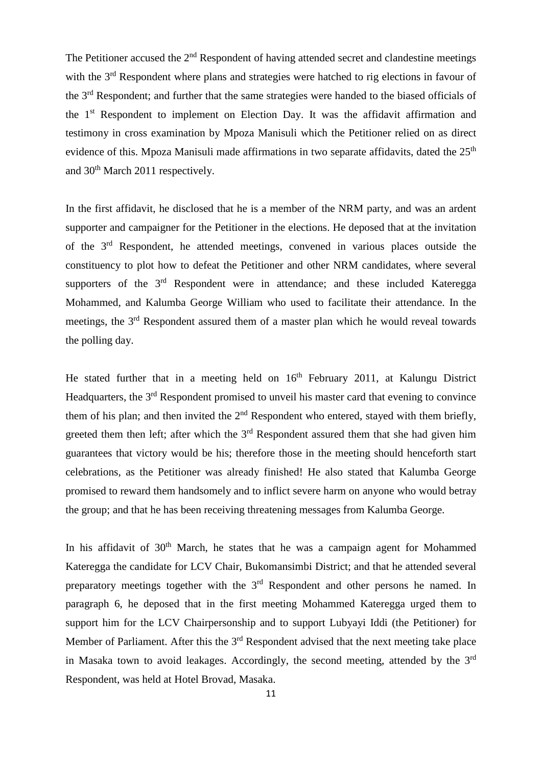The Petitioner accused the 2nd Respondent of having attended secret and clandestine meetings with the 3rd Respondent where plans and strategies were hatched to rig elections in favour of the 3rd Respondent; and further that the same strategies were handed to the biased officials of the 1st Respondent to implement on Election Day. It was the affidavit affirmation and testimony in cross examination by Mpoza Manisuli which the Petitioner relied on as direct evidence of this. Mpoza Manisuli made affirmations in two separate affidavits, dated the 25th and 30th March 2011 respectively.

In the first affidavit, he disclosed that he is a member of the NRM party, and was an ardent supporter and campaigner for the Petitioner in the elections. He deposed that at the invitation of the 3rd Respondent, he attended meetings, convened in various places outside the constituency to plot how to defeat the Petitioner and other NRM candidates, where several supporters of the 3rd Respondent were in attendance; and these included Kateregga Mohammed, and Kalumba George William who used to facilitate their attendance. In the meetings, the 3rd Respondent assured them of a master plan which he would reveal towards the polling day.

He stated further that in a meeting held on 16th February 2011, at Kalungu District Headquarters, the 3rd Respondent promised to unveil his master card that evening to convince them of his plan; and then invited the 2nd Respondent who entered, stayed with them briefly, greeted them then left; after which the 3rd Respondent assured them that she had given him guarantees that victory would be his; therefore those in the meeting should henceforth start celebrations, as the Petitioner was already finished! He also stated that Kalumba George promised to reward them handsomely and to inflict severe harm on anyone who would betray the group; and that he has been receiving threatening messages from Kalumba George.

In his affidavit of 30th March, he states that he was a campaign agent for Mohammed Kateregga the candidate for LCV Chair, Bukomansimbi District; and that he attended several preparatory meetings together with the 3rd Respondent and other persons he named. In paragraph 6, he deposed that in the first meeting Mohammed Kateregga urged them to support him for the LCV Chairpersonship and to support Lubyayi Iddi (the Petitioner) for Member of Parliament. After this the 3rd Respondent advised that the next meeting take place in Masaka town to avoid leakages. Accordingly, the second meeting, attended by the 3rd Respondent, was held at Hotel Brovad, Masaka.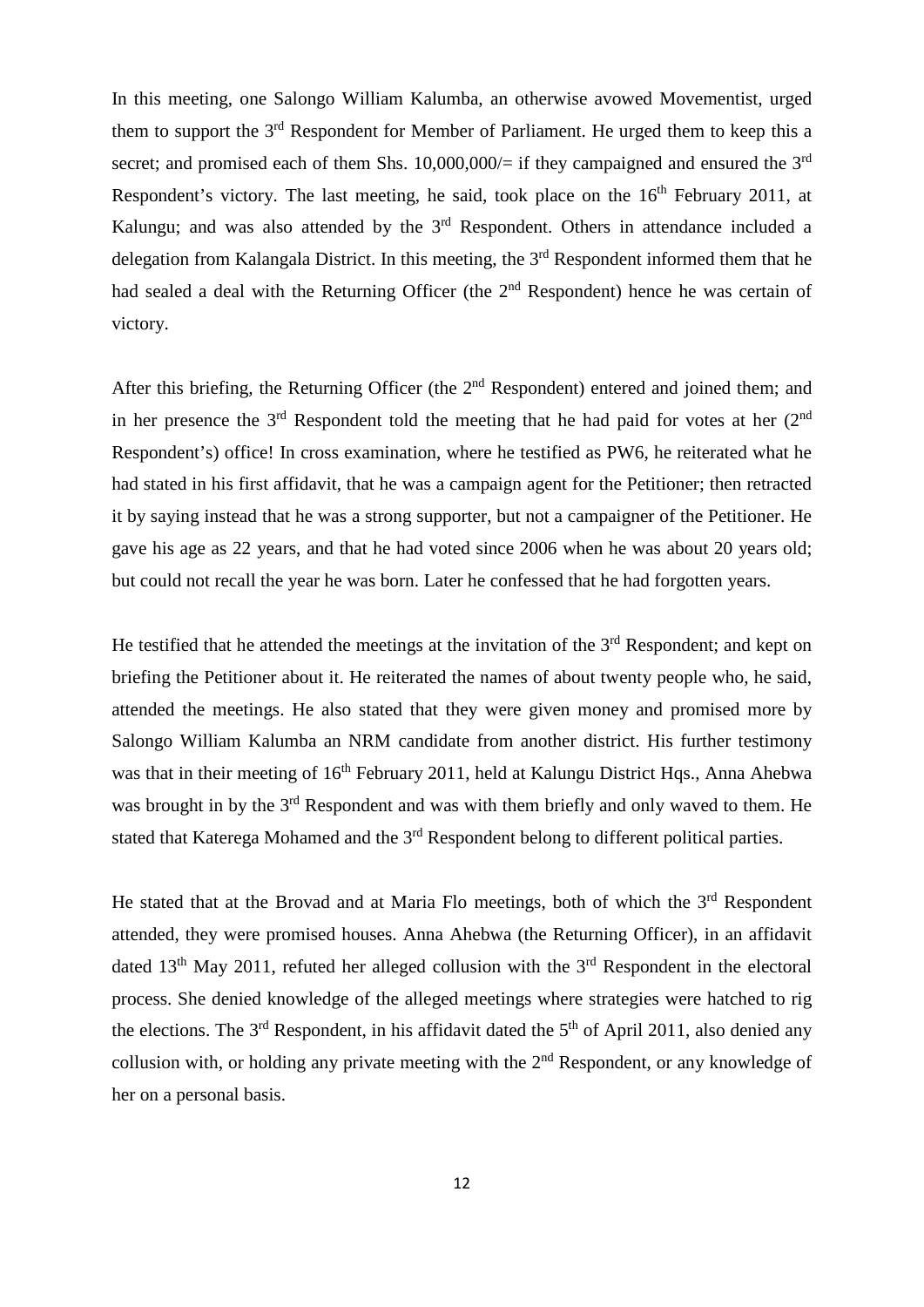In this meeting, one Salongo William Kalumba, an otherwise avowed Movementist, urged them to support the 3rd Respondent for Member of Parliament. He urged them to keep this a secret; and promised each of them Shs. 10,000,000/= if they campaigned and ensured the 3rd Respondent's victory. The last meeting, he said, took place on the 16th February 2011, at Kalungu; and was also attended by the 3rd Respondent. Others in attendance included a delegation from Kalangala District. In this meeting, the 3rd Respondent informed them that he had sealed a deal with the Returning Officer (the 2nd Respondent) hence he was certain of victory.

After this briefing, the Returning Officer (the 2nd Respondent) entered and joined them; and in her presence the 3rd Respondent told the meeting that he had paid for votes at her (2nd Respondent's) office! In cross examination, where he testified as PW6, he reiterated what he had stated in his first affidavit, that he was a campaign agent for the Petitioner; then retracted it by saying instead that he was a strong supporter, but not a campaigner of the Petitioner. He gave his age as 22 years, and that he had voted since 2006 when he was about 20 years old; but could not recall the year he was born. Later he confessed that he had forgotten years.

He testified that he attended the meetings at the invitation of the 3rd Respondent; and kept on briefing the Petitioner about it. He reiterated the names of about twenty people who, he said, attended the meetings. He also stated that they were given money and promised more by Salongo William Kalumba an NRM candidate from another district. His further testimony was that in their meeting of 16th February 2011, held at Kalungu District Hqs., Anna Ahebwa was brought in by the 3rd Respondent and was with them briefly and only waved to them. He stated that Katerega Mohamed and the 3rd Respondent belong to different political parties.

He stated that at the Brovad and at Maria Flo meetings, both of which the 3rd Respondent attended, they were promised houses. Anna Ahebwa (the Returning Officer), in an affidavit dated 13th May 2011, refuted her alleged collusion with the 3rd Respondent in the electoral process. She denied knowledge of the alleged meetings where strategies were hatched to rig the elections. The 3rd Respondent, in his affidavit dated the 5th of April 2011, also denied any collusion with, or holding any private meeting with the 2nd Respondent, or any knowledge of her on a personal basis.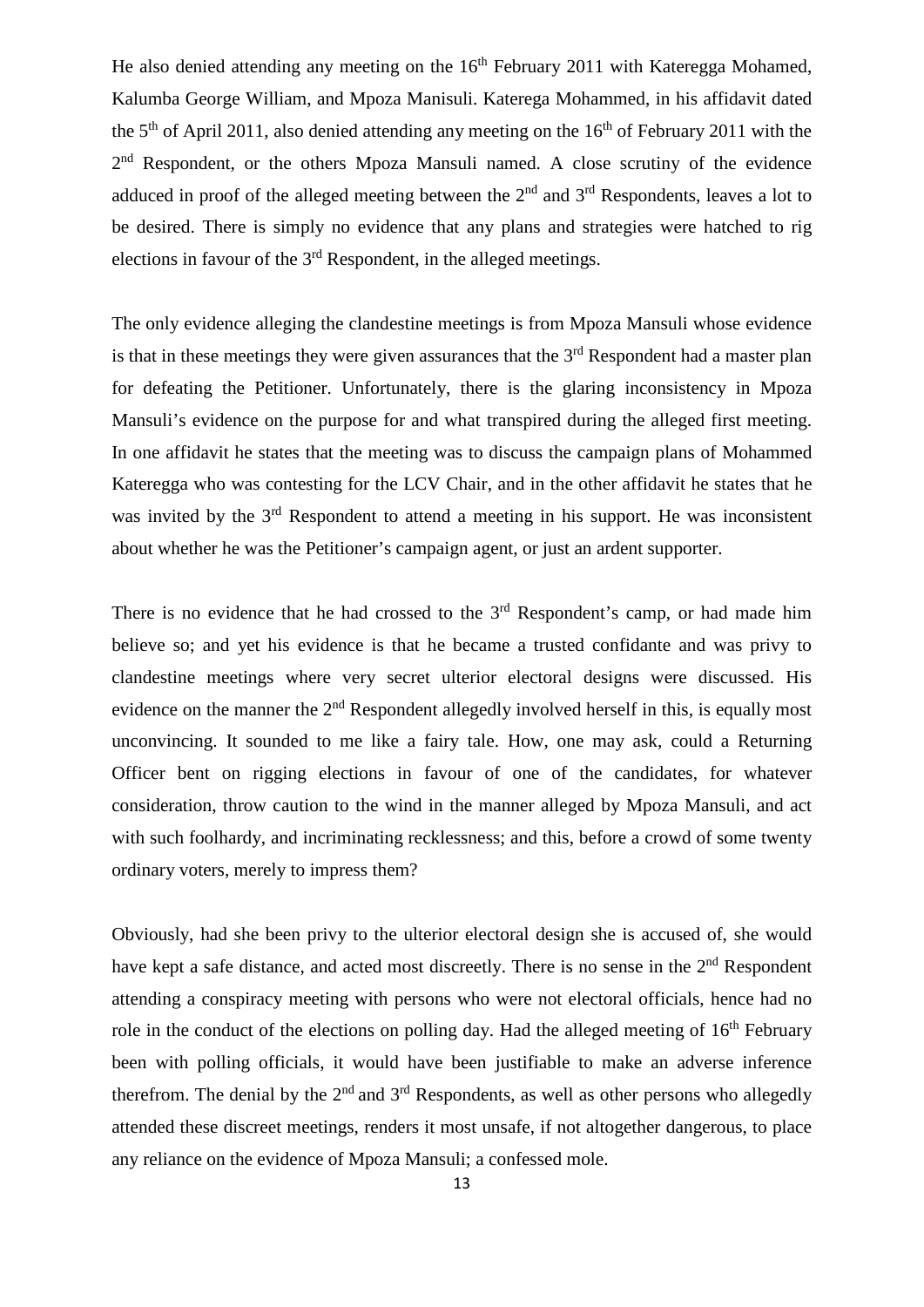He also denied attending any meeting on the 16th February 2011 with Kateregga Mohamed, Kalumba George William, and Mpoza Manisuli. Katerega Mohammed, in his affidavit dated the 5th of April 2011, also denied attending any meeting on the 16th of February 2011 with the 2nd Respondent, or the others Mpoza Mansuli named. A close scrutiny of the evidence adduced in proof of the alleged meeting between the 2nd and 3rd Respondents, leaves a lot to be desired. There is simply no evidence that any plans and strategies were hatched to rig elections in favour of the 3rd Respondent, in the alleged meetings.

The only evidence alleging the clandestine meetings is from Mpoza Mansuli whose evidence is that in these meetings they were given assurances that the 3rd Respondent had a master plan for defeating the Petitioner. Unfortunately, there is the glaring inconsistency in Mpoza Mansuli's evidence on the purpose for and what transpired during the alleged first meeting. In one affidavit he states that the meeting was to discuss the campaign plans of Mohammed Kateregga who was contesting for the LCV Chair, and in the other affidavit he states that he was invited by the 3rd Respondent to attend a meeting in his support. He was inconsistent about whether he was the Petitioner's campaign agent, or just an ardent supporter.

There is no evidence that he had crossed to the 3rd Respondent's camp, or had made him believe so; and yet his evidence is that he became a trusted confidante and was privy to clandestine meetings where very secret ulterior electoral designs were discussed. His evidence on the manner the 2nd Respondent allegedly involved herself in this, is equally most unconvincing. It sounded to me like a fairy tale. How, one may ask, could a Returning Officer bent on rigging elections in favour of one of the candidates, for whatever consideration, throw caution to the wind in the manner alleged by Mpoza Mansuli, and act with such foolhardy, and incriminating recklessness; and this, before a crowd of some twenty ordinary voters, merely to impress them?

Obviously, had she been privy to the ulterior electoral design she is accused of, she would have kept a safe distance, and acted most discreetly. There is no sense in the 2nd Respondent attending a conspiracy meeting with persons who were not electoral officials, hence had no role in the conduct of the elections on polling day. Had the alleged meeting of 16th February been with polling officials, it would have been justifiable to make an adverse inference therefrom. The denial by the 2nd and 3rd Respondents, as well as other persons who allegedly attended these discreet meetings, renders it most unsafe, if not altogether dangerous, to place any reliance on the evidence of Mpoza Mansuli; a confessed mole.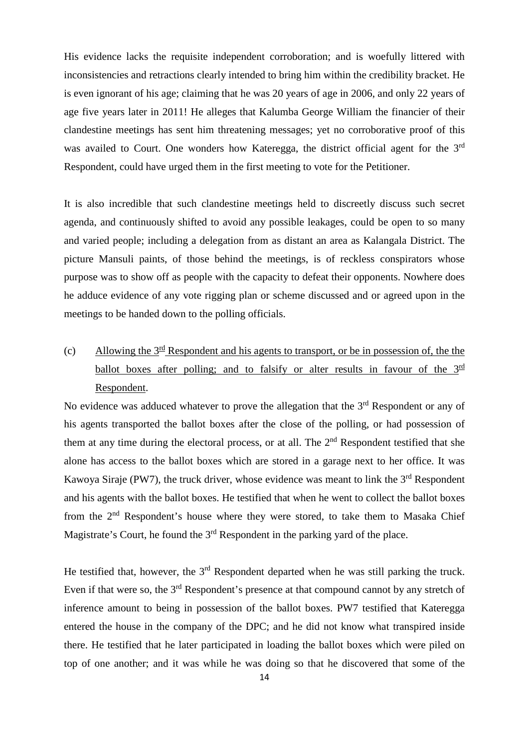His evidence lacks the requisite independent corroboration; and is woefully littered with inconsistencies and retractions clearly intended to bring him within the credibility bracket. He is even ignorant of his age; claiming that he was 20 years of age in 2006, and only 22 years of age five years later in 2011! He alleges that Kalumba George William the financier of their clandestine meetings has sent him threatening messages; yet no corroborative proof of this was availed to Court. One wonders how Kateregga, the district official agent for the 3rd Respondent, could have urged them in the first meeting to vote for the Petitioner.

It is also incredible that such clandestine meetings held to discreetly discuss such secret agenda, and continuously shifted to avoid any possible leakages, could be open to so many and varied people; including a delegation from as distant an area as Kalangala District. The picture Mansuli paints, of those behind the meetings, is of reckless conspirators whose purpose was to show off as people with the capacity to defeat their opponents. Nowhere does he adduce evidence of any vote rigging plan or scheme discussed and or agreed upon in the meetings to be handed down to the polling officials.

(c) Allowing the 3rd Respondent and his agents to transport, or be in possession of, the the ballot boxes after polling; and to falsify or alter results in favour of the 3rd Respondent.

No evidence was adduced whatever to prove the allegation that the 3rd Respondent or any of his agents transported the ballot boxes after the close of the polling, or had possession of them at any time during the electoral process, or at all. The 2nd Respondent testified that she alone has access to the ballot boxes which are stored in a garage next to her office. It was Kawoya Siraje (PW7), the truck driver, whose evidence was meant to link the 3rd Respondent and his agents with the ballot boxes. He testified that when he went to collect the ballot boxes from the 2nd Respondent's house where they were stored, to take them to Masaka Chief Magistrate's Court, he found the 3rd Respondent in the parking yard of the place.

He testified that, however, the 3rd Respondent departed when he was still parking the truck. Even if that were so, the 3rd Respondent's presence at that compound cannot by any stretch of inference amount to being in possession of the ballot boxes. PW7 testified that Kateregga entered the house in the company of the DPC; and he did not know what transpired inside there. He testified that he later participated in loading the ballot boxes which were piled on top of one another; and it was while he was doing so that he discovered that some of the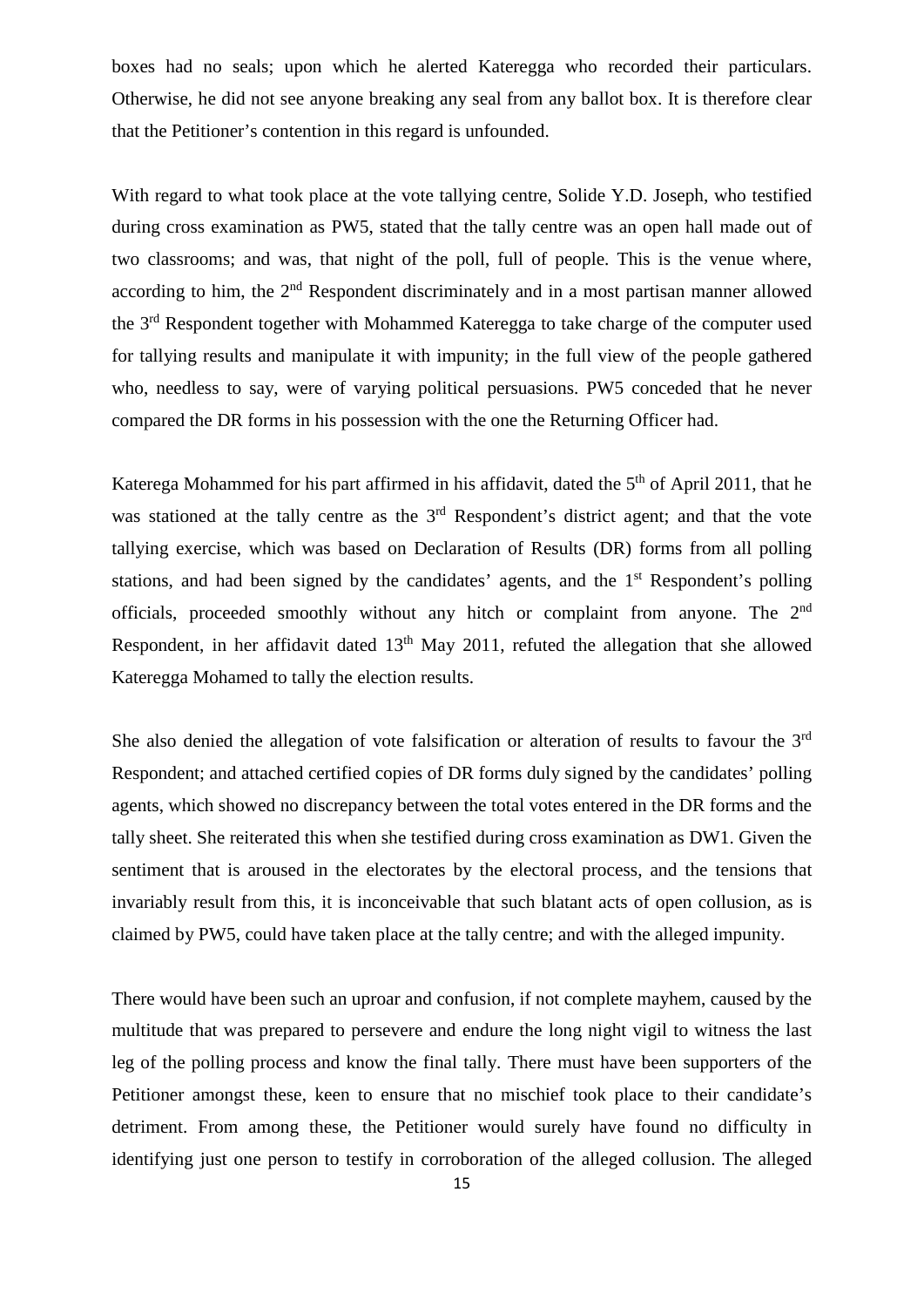boxes had no seals; upon which he alerted Kateregga who recorded their particulars. Otherwise, he did not see anyone breaking any seal from any ballot box. It is therefore clear that the Petitioner's contention in this regard is unfounded.

With regard to what took place at the vote tallying centre, Solide Y.D. Joseph, who testified during cross examination as PW5, stated that the tally centre was an open hall made out of two classrooms; and was, that night of the poll, full of people. This is the venue where, according to him, the 2nd Respondent discriminately and in a most partisan manner allowed the 3rd Respondent together with Mohammed Kateregga to take charge of the computer used for tallying results and manipulate it with impunity; in the full view of the people gathered who, needless to say, were of varying political persuasions. PW5 conceded that he never compared the DR forms in his possession with the one the Returning Officer had.

Katerega Mohammed for his part affirmed in his affidavit, dated the 5th of April 2011, that he was stationed at the tally centre as the 3rd Respondent's district agent; and that the vote tallying exercise, which was based on Declaration of Results (DR) forms from all polling stations, and had been signed by the candidates' agents, and the 1st Respondent's polling officials, proceeded smoothly without any hitch or complaint from anyone. The 2nd Respondent, in her affidavit dated 13th May 2011, refuted the allegation that she allowed Kateregga Mohamed to tally the election results.

She also denied the allegation of vote falsification or alteration of results to favour the 3rd Respondent; and attached certified copies of DR forms duly signed by the candidates' polling agents, which showed no discrepancy between the total votes entered in the DR forms and the tally sheet. She reiterated this when she testified during cross examination as DW1. Given the sentiment that is aroused in the electorates by the electoral process, and the tensions that invariably result from this, it is inconceivable that such blatant acts of open collusion, as is claimed by PW5, could have taken place at the tally centre; and with the alleged impunity.

There would have been such an uproar and confusion, if not complete mayhem, caused by the multitude that was prepared to persevere and endure the long night vigil to witness the last leg of the polling process and know the final tally. There must have been supporters of the Petitioner amongst these, keen to ensure that no mischief took place to their candidate's detriment. From among these, the Petitioner would surely have found no difficulty in identifying just one person to testify in corroboration of the alleged collusion. The alleged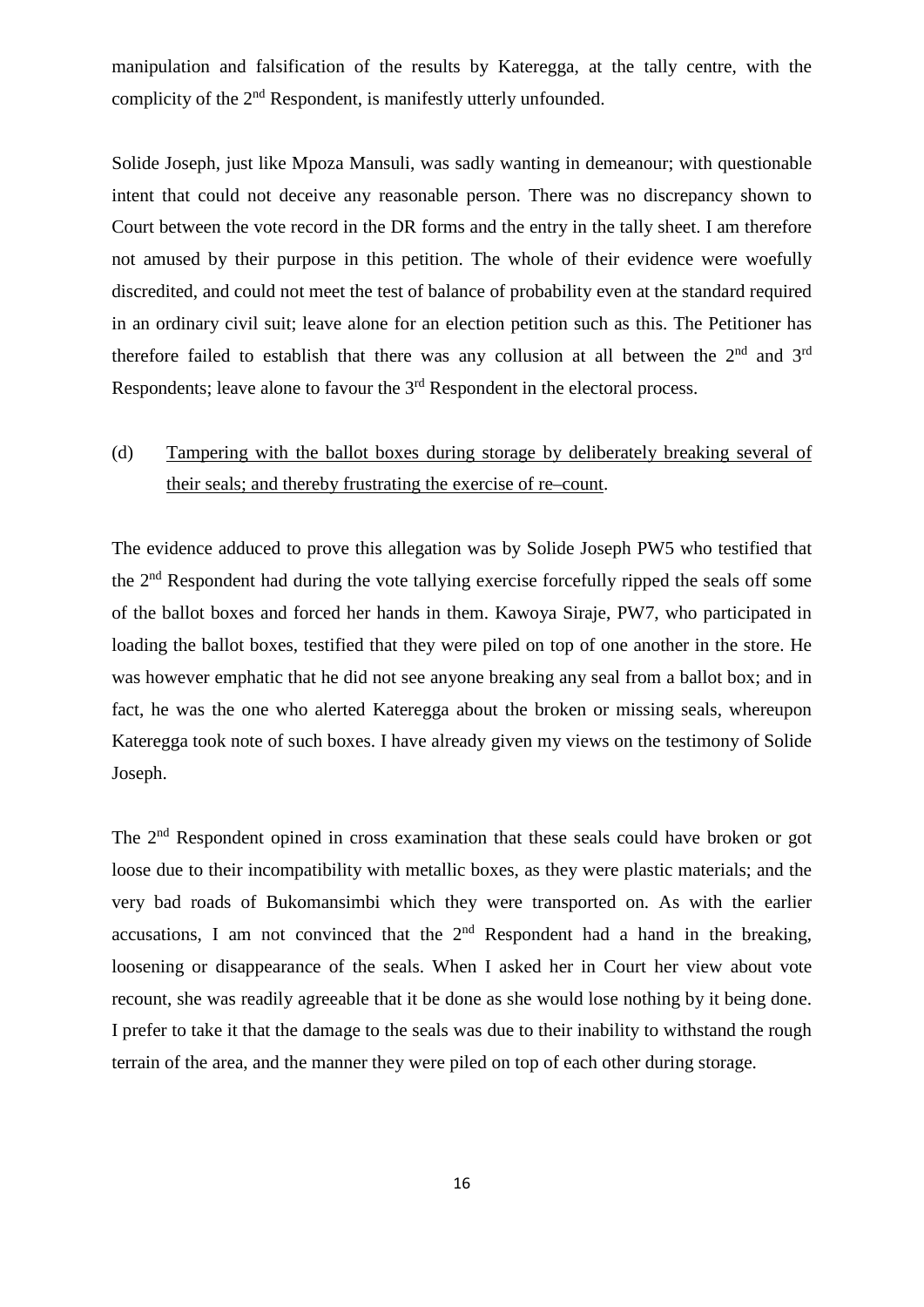manipulation and falsification of the results by Kateregga, at the tally centre, with the complicity of the 2nd Respondent, is manifestly utterly unfounded.

Solide Joseph, just like Mpoza Mansuli, was sadly wanting in demeanour; with questionable intent that could not deceive any reasonable person. There was no discrepancy shown to Court between the vote record in the DR forms and the entry in the tally sheet. I am therefore not amused by their purpose in this petition. The whole of their evidence were woefully discredited, and could not meet the test of balance of probability even at the standard required in an ordinary civil suit; leave alone for an election petition such as this. The Petitioner has therefore failed to establish that there was any collusion at all between the 2nd and 3rd Respondents; leave alone to favour the 3rd Respondent in the electoral process.

(d) Tampering with the ballot boxes during storage by deliberately breaking several of their seals; and thereby frustrating the exercise of re–count.

The evidence adduced to prove this allegation was by Solide Joseph PW5 who testified that the 2nd Respondent had during the vote tallying exercise forcefully ripped the seals off some of the ballot boxes and forced her hands in them. Kawoya Siraje, PW7, who participated in loading the ballot boxes, testified that they were piled on top of one another in the store. He was however emphatic that he did not see anyone breaking any seal from a ballot box; and in fact, he was the one who alerted Kateregga about the broken or missing seals, whereupon Kateregga took note of such boxes. I have already given my views on the testimony of Solide Joseph.

The 2nd Respondent opined in cross examination that these seals could have broken or got loose due to their incompatibility with metallic boxes, as they were plastic materials; and the very bad roads of Bukomansimbi which they were transported on. As with the earlier accusations, I am not convinced that the 2nd Respondent had a hand in the breaking, loosening or disappearance of the seals. When I asked her in Court her view about vote recount, she was readily agreeable that it be done as she would lose nothing by it being done. I prefer to take it that the damage to the seals was due to their inability to withstand the rough terrain of the area, and the manner they were piled on top of each other during storage.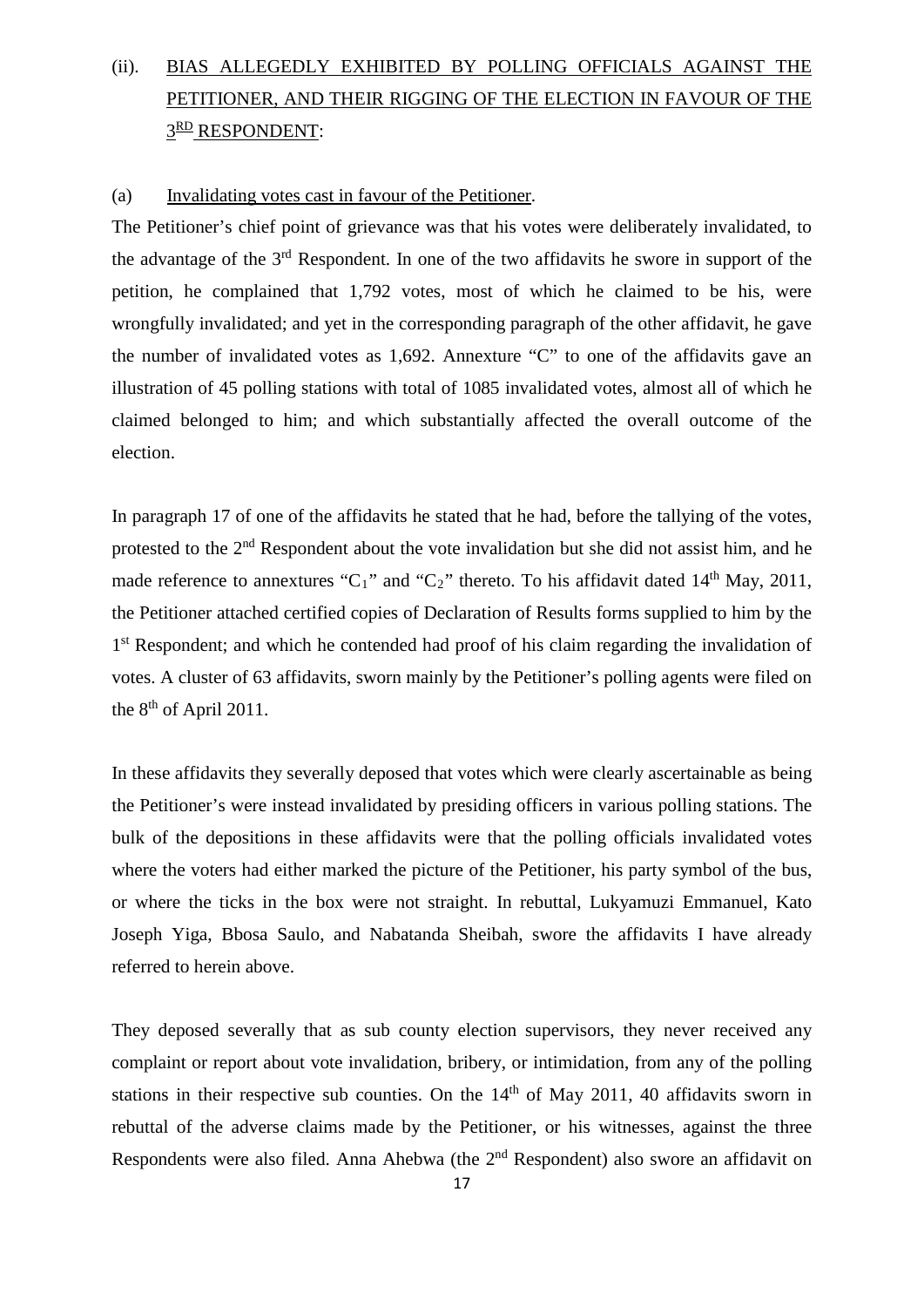(ii). BIAS ALLEGEDLY EXHIBITED BY POLLING OFFICIALS AGAINST THE PETITIONER, AND THEIR RIGGING OF THE ELECTION IN FAVOUR OF THE 3RD RESPONDENT:

(a) Invalidating votes cast in favour of the Petitioner.

The Petitioner's chief point of grievance was that his votes were deliberately invalidated, to the advantage of the 3rd Respondent. In one of the two affidavits he swore in support of the petition, he complained that 1,792 votes, most of which he claimed to be his, were wrongfully invalidated; and yet in the corresponding paragraph of the other affidavit, he gave the number of invalidated votes as 1,692. Annexture "C" to one of the affidavits gave an illustration of 45 polling stations with total of 1085 invalidated votes, almost all of which he claimed belonged to him; and which substantially affected the overall outcome of the election.

In paragraph 17 of one of the affidavits he stated that he had, before the tallying of the votes, protested to the 2nd Respondent about the vote invalidation but she did not assist him, and he made reference to annextures "$C_1$" and "$C_2$" thereto. To his affidavit dated 14th May, 2011, the Petitioner attached certified copies of Declaration of Results forms supplied to him by the 1st Respondent; and which he contended had proof of his claim regarding the invalidation of votes. A cluster of 63 affidavits, sworn mainly by the Petitioner's polling agents were filed on the 8th of April 2011.

In these affidavits they severally deposed that votes which were clearly ascertainable as being the Petitioner's were instead invalidated by presiding officers in various polling stations. The bulk of the depositions in these affidavits were that the polling officials invalidated votes where the voters had either marked the picture of the Petitioner, his party symbol of the bus, or where the ticks in the box were not straight. In rebuttal, Lukyamuzi Emmanuel, Kato Joseph Yiga, Bbosa Saulo, and Nabatanda Sheibah, swore the affidavits I have already referred to herein above.

They deposed severally that as sub county election supervisors, they never received any complaint or report about vote invalidation, bribery, or intimidation, from any of the polling stations in their respective sub counties. On the 14th of May 2011, 40 affidavits sworn in rebuttal of the adverse claims made by the Petitioner, or his witnesses, against the three Respondents were also filed. Anna Ahebwa (the 2nd Respondent) also swore an affidavit on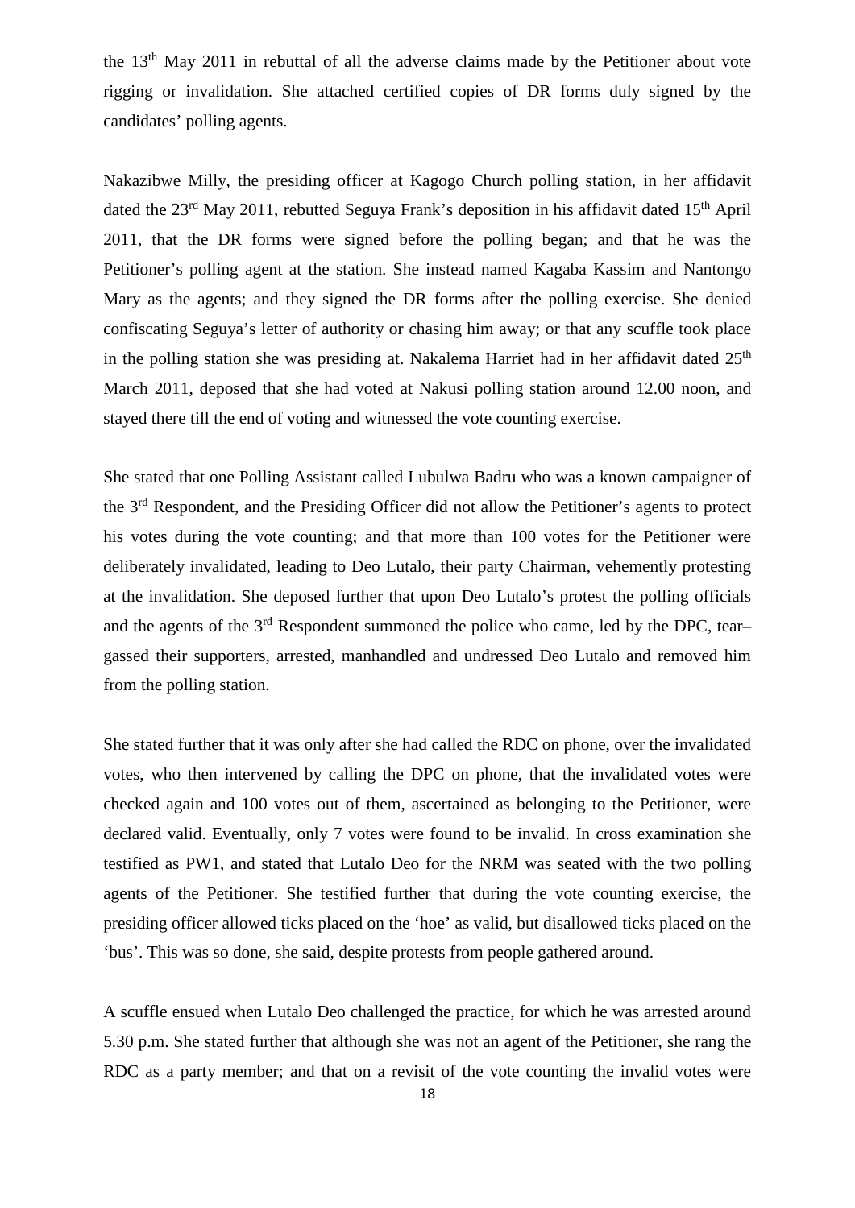the 13th May 2011 in rebuttal of all the adverse claims made by the Petitioner about vote rigging or invalidation. She attached certified copies of DR forms duly signed by the candidates' polling agents.

Nakazibwe Milly, the presiding officer at Kagogo Church polling station, in her affidavit dated the 23rd May 2011, rebutted Seguya Frank's deposition in his affidavit dated 15th April 2011, that the DR forms were signed before the polling began; and that he was the Petitioner's polling agent at the station. She instead named Kagaba Kassim and Nantongo Mary as the agents; and they signed the DR forms after the polling exercise. She denied confiscating Seguya's letter of authority or chasing him away; or that any scuffle took place in the polling station she was presiding at. Nakalema Harriet had in her affidavit dated 25th March 2011, deposed that she had voted at Nakusi polling station around 12.00 noon, and stayed there till the end of voting and witnessed the vote counting exercise.

She stated that one Polling Assistant called Lubulwa Badru who was a known campaigner of the 3rd Respondent, and the Presiding Officer did not allow the Petitioner's agents to protect his votes during the vote counting; and that more than 100 votes for the Petitioner were deliberately invalidated, leading to Deo Lutalo, their party Chairman, vehemently protesting at the invalidation. She deposed further that upon Deo Lutalo's protest the polling officials and the agents of the 3rd Respondent summoned the police who came, led by the DPC, tear–gassed their supporters, arrested, manhandled and undressed Deo Lutalo and removed him from the polling station.

She stated further that it was only after she had called the RDC on phone, over the invalidated votes, who then intervened by calling the DPC on phone, that the invalidated votes were checked again and 100 votes out of them, ascertained as belonging to the Petitioner, were declared valid. Eventually, only 7 votes were found to be invalid. In cross examination she testified as PW1, and stated that Lutalo Deo for the NRM was seated with the two polling agents of the Petitioner. She testified further that during the vote counting exercise, the presiding officer allowed ticks placed on the 'hoe' as valid, but disallowed ticks placed on the 'bus'. This was so done, she said, despite protests from people gathered around.

A scuffle ensued when Lutalo Deo challenged the practice, for which he was arrested around 5.30 p.m. She stated further that although she was not an agent of the Petitioner, she rang the RDC as a party member; and that on a revisit of the vote counting the invalid votes were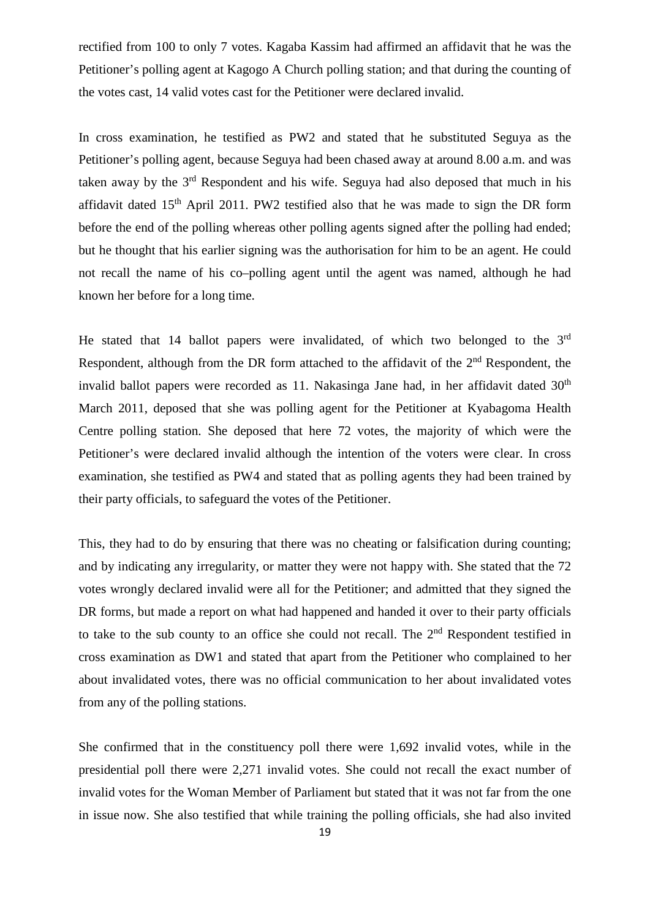rectified from 100 to only 7 votes. Kagaba Kassim had affirmed an affidavit that he was the Petitioner's polling agent at Kagogo A Church polling station; and that during the counting of the votes cast, 14 valid votes cast for the Petitioner were declared invalid.

In cross examination, he testified as PW2 and stated that he substituted Seguya as the Petitioner's polling agent, because Seguya had been chased away at around 8.00 a.m. and was taken away by the 3rd Respondent and his wife. Seguya had also deposed that much in his affidavit dated 15th April 2011. PW2 testified also that he was made to sign the DR form before the end of the polling whereas other polling agents signed after the polling had ended; but he thought that his earlier signing was the authorisation for him to be an agent. He could not recall the name of his co–polling agent until the agent was named, although he had known her before for a long time.

He stated that 14 ballot papers were invalidated, of which two belonged to the 3rd Respondent, although from the DR form attached to the affidavit of the 2nd Respondent, the invalid ballot papers were recorded as 11. Nakasinga Jane had, in her affidavit dated 30th March 2011, deposed that she was polling agent for the Petitioner at Kyabagoma Health Centre polling station. She deposed that here 72 votes, the majority of which were the Petitioner's were declared invalid although the intention of the voters were clear. In cross examination, she testified as PW4 and stated that as polling agents they had been trained by their party officials, to safeguard the votes of the Petitioner.

This, they had to do by ensuring that there was no cheating or falsification during counting; and by indicating any irregularity, or matter they were not happy with. She stated that the 72 votes wrongly declared invalid were all for the Petitioner; and admitted that they signed the DR forms, but made a report on what had happened and handed it over to their party officials to take to the sub county to an office she could not recall. The 2nd Respondent testified in cross examination as DW1 and stated that apart from the Petitioner who complained to her about invalidated votes, there was no official communication to her about invalidated votes from any of the polling stations.

She confirmed that in the constituency poll there were 1,692 invalid votes, while in the presidential poll there were 2,271 invalid votes. She could not recall the exact number of invalid votes for the Woman Member of Parliament but stated that it was not far from the one in issue now. She also testified that while training the polling officials, she had also invited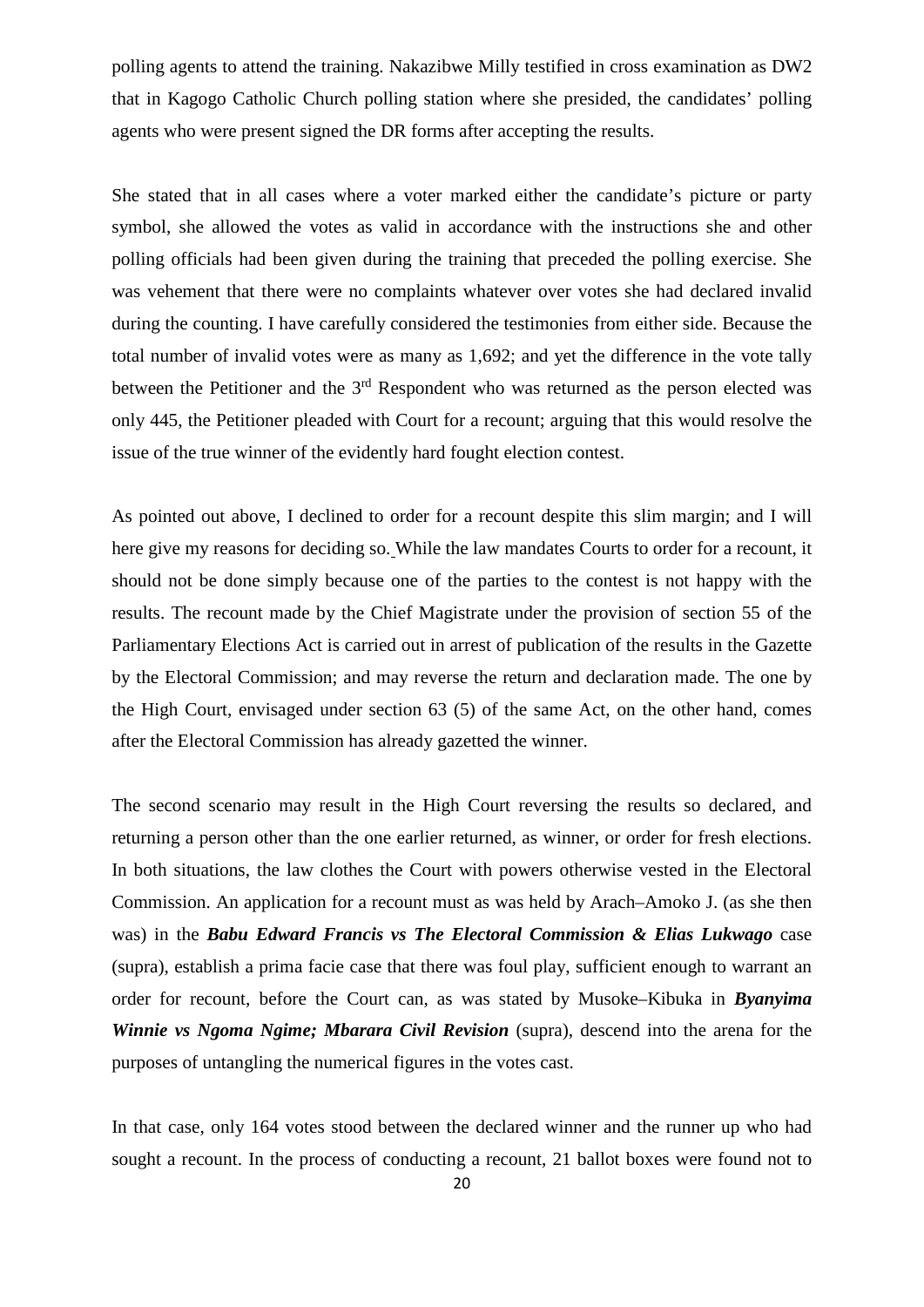polling agents to attend the training. Nakazibwe Milly testified in cross examination as DW2 that in Kagogo Catholic Church polling station where she presided, the candidates' polling agents who were present signed the DR forms after accepting the results.

She stated that in all cases where a voter marked either the candidate's picture or party symbol, she allowed the votes as valid in accordance with the instructions she and other polling officials had been given during the training that preceded the polling exercise. She was vehement that there were no complaints whatever over votes she had declared invalid during the counting. I have carefully considered the testimonies from either side. Because the total number of invalid votes were as many as 1,692; and yet the difference in the vote tally between the Petitioner and the 3rd Respondent who was returned as the person elected was only 445, the Petitioner pleaded with Court for a recount; arguing that this would resolve the issue of the true winner of the evidently hard fought election contest.

As pointed out above, I declined to order for a recount despite this slim margin; and I will here give my reasons for deciding so. While the law mandates Courts to order for a recount, it should not be done simply because one of the parties to the contest is not happy with the results. The recount made by the Chief Magistrate under the provision of section 55 of the Parliamentary Elections Act is carried out in arrest of publication of the results in the Gazette by the Electoral Commission; and may reverse the return and declaration made. The one by the High Court, envisaged under section 63 (5) of the same Act, on the other hand, comes after the Electoral Commission has already gazetted the winner.

The second scenario may result in the High Court reversing the results so declared, and returning a person other than the one earlier returned, as winner, or order for fresh elections. In both situations, the law clothes the Court with powers otherwise vested in the Electoral Commission. An application for a recount must as was held by Arach–Amoko J. (as she then was) in the ***Babu Edward Francis vs The Electoral Commission & Elias Lukwago*** case (supra), establish a prima facie case that there was foul play, sufficient enough to warrant an order for recount, before the Court can, as was stated by Musoke–Kibuka in ***Byanyima Winnie vs Ngoma Ngime; Mbarara Civil Revision*** (supra), descend into the arena for the purposes of untangling the numerical figures in the votes cast.

In that case, only 164 votes stood between the declared winner and the runner up who had sought a recount. In the process of conducting a recount, 21 ballot boxes were found not to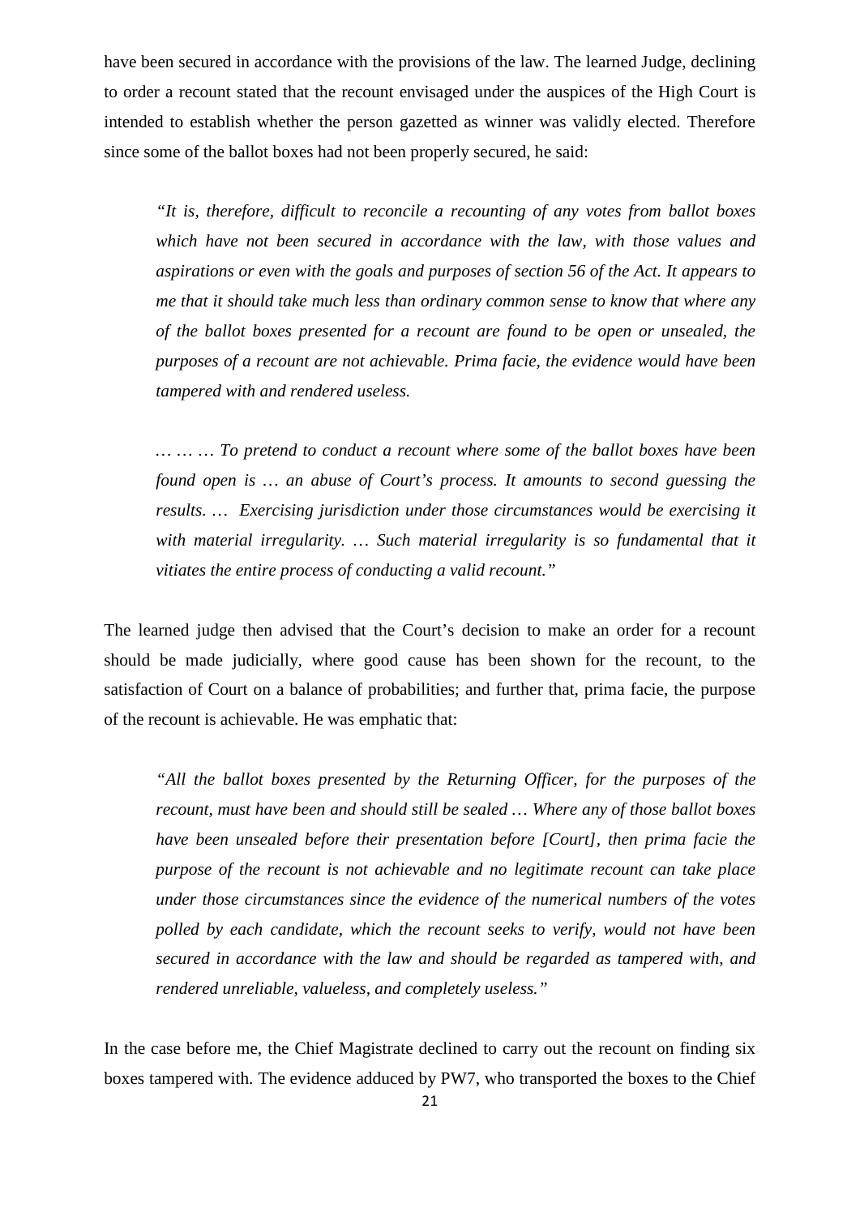have been secured in accordance with the provisions of the law. The learned Judge, declining to order a recount stated that the recount envisaged under the auspices of the High Court is intended to establish whether the person gazetted as winner was validly elected. Therefore since some of the ballot boxes had not been properly secured, he said:

> *"It is, therefore, difficult to reconcile a recounting of any votes from ballot boxes which have not been secured in accordance with the law, with those values and aspirations or even with the goals and purposes of section 56 of the Act. It appears to me that it should take much less than ordinary common sense to know that where any of the ballot boxes presented for a recount are found to be open or unsealed, the purposes of a recount are not achievable. Prima facie, the evidence would have been tampered with and rendered useless.*
>
> *… … … To pretend to conduct a recount where some of the ballot boxes have been found open is … an abuse of Court's process. It amounts to second guessing the results. … Exercising jurisdiction under those circumstances would be exercising it with material irregularity. … Such material irregularity is so fundamental that it vitiates the entire process of conducting a valid recount."*

The learned judge then advised that the Court's decision to make an order for a recount should be made judicially, where good cause has been shown for the recount, to the satisfaction of Court on a balance of probabilities; and further that, prima facie, the purpose of the recount is achievable. He was emphatic that:

> *"All the ballot boxes presented by the Returning Officer, for the purposes of the recount, must have been and should still be sealed … Where any of those ballot boxes have been unsealed before their presentation before [Court], then prima facie the purpose of the recount is not achievable and no legitimate recount can take place under those circumstances since the evidence of the numerical numbers of the votes polled by each candidate, which the recount seeks to verify, would not have been secured in accordance with the law and should be regarded as tampered with, and rendered unreliable, valueless, and completely useless."*

In the case before me, the Chief Magistrate declined to carry out the recount on finding six boxes tampered with. The evidence adduced by PW7, who transported the boxes to the Chief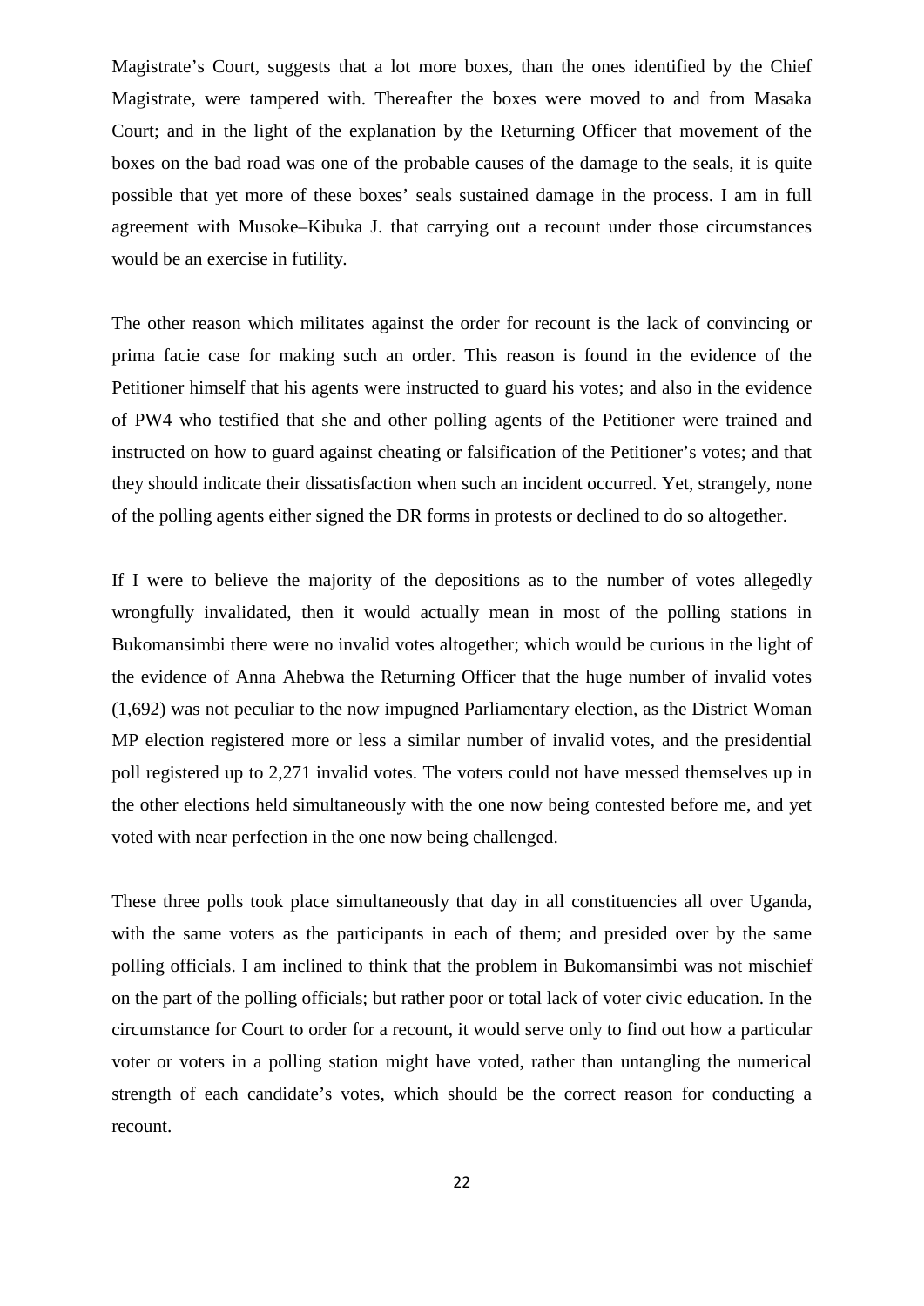Magistrate's Court, suggests that a lot more boxes, than the ones identified by the Chief Magistrate, were tampered with. Thereafter the boxes were moved to and from Masaka Court; and in the light of the explanation by the Returning Officer that movement of the boxes on the bad road was one of the probable causes of the damage to the seals, it is quite possible that yet more of these boxes' seals sustained damage in the process. I am in full agreement with Musoke–Kibuka J. that carrying out a recount under those circumstances would be an exercise in futility.

The other reason which militates against the order for recount is the lack of convincing or prima facie case for making such an order. This reason is found in the evidence of the Petitioner himself that his agents were instructed to guard his votes; and also in the evidence of PW4 who testified that she and other polling agents of the Petitioner were trained and instructed on how to guard against cheating or falsification of the Petitioner's votes; and that they should indicate their dissatisfaction when such an incident occurred. Yet, strangely, none of the polling agents either signed the DR forms in protests or declined to do so altogether.

If I were to believe the majority of the depositions as to the number of votes allegedly wrongfully invalidated, then it would actually mean in most of the polling stations in Bukomansimbi there were no invalid votes altogether; which would be curious in the light of the evidence of Anna Ahebwa the Returning Officer that the huge number of invalid votes (1,692) was not peculiar to the now impugned Parliamentary election, as the District Woman MP election registered more or less a similar number of invalid votes, and the presidential poll registered up to 2,271 invalid votes. The voters could not have messed themselves up in the other elections held simultaneously with the one now being contested before me, and yet voted with near perfection in the one now being challenged.

These three polls took place simultaneously that day in all constituencies all over Uganda, with the same voters as the participants in each of them; and presided over by the same polling officials. I am inclined to think that the problem in Bukomansimbi was not mischief on the part of the polling officials; but rather poor or total lack of voter civic education. In the circumstance for Court to order for a recount, it would serve only to find out how a particular voter or voters in a polling station might have voted, rather than untangling the numerical strength of each candidate's votes, which should be the correct reason for conducting a recount.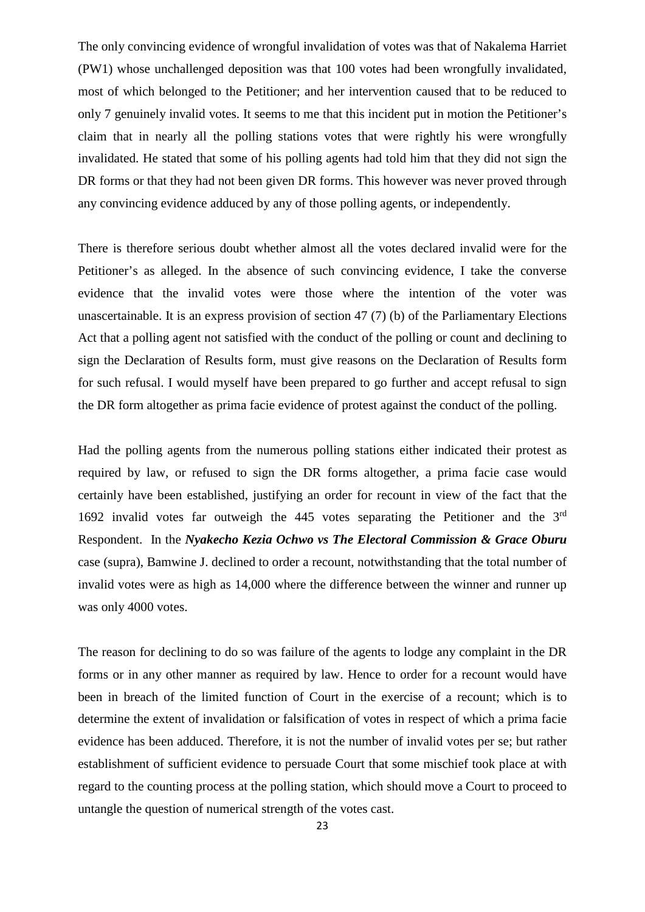The only convincing evidence of wrongful invalidation of votes was that of Nakalema Harriet (PW1) whose unchallenged deposition was that 100 votes had been wrongfully invalidated, most of which belonged to the Petitioner; and her intervention caused that to be reduced to only 7 genuinely invalid votes. It seems to me that this incident put in motion the Petitioner's claim that in nearly all the polling stations votes that were rightly his were wrongfully invalidated. He stated that some of his polling agents had told him that they did not sign the DR forms or that they had not been given DR forms. This however was never proved through any convincing evidence adduced by any of those polling agents, or independently.

There is therefore serious doubt whether almost all the votes declared invalid were for the Petitioner's as alleged. In the absence of such convincing evidence, I take the converse evidence that the invalid votes were those where the intention of the voter was unascertainable. It is an express provision of section 47 (7) (b) of the Parliamentary Elections Act that a polling agent not satisfied with the conduct of the polling or count and declining to sign the Declaration of Results form, must give reasons on the Declaration of Results form for such refusal. I would myself have been prepared to go further and accept refusal to sign the DR form altogether as prima facie evidence of protest against the conduct of the polling.

Had the polling agents from the numerous polling stations either indicated their protest as required by law, or refused to sign the DR forms altogether, a prima facie case would certainly have been established, justifying an order for recount in view of the fact that the 1692 invalid votes far outweigh the 445 votes separating the Petitioner and the 3rd Respondent. In the ***Nyakecho Kezia Ochwo vs The Electoral Commission & Grace Oburu*** case (supra), Bamwine J. declined to order a recount, notwithstanding that the total number of invalid votes were as high as 14,000 where the difference between the winner and runner up was only 4000 votes.

The reason for declining to do so was failure of the agents to lodge any complaint in the DR forms or in any other manner as required by law. Hence to order for a recount would have been in breach of the limited function of Court in the exercise of a recount; which is to determine the extent of invalidation or falsification of votes in respect of which a prima facie evidence has been adduced. Therefore, it is not the number of invalid votes per se; but rather establishment of sufficient evidence to persuade Court that some mischief took place at with regard to the counting process at the polling station, which should move a Court to proceed to untangle the question of numerical strength of the votes cast.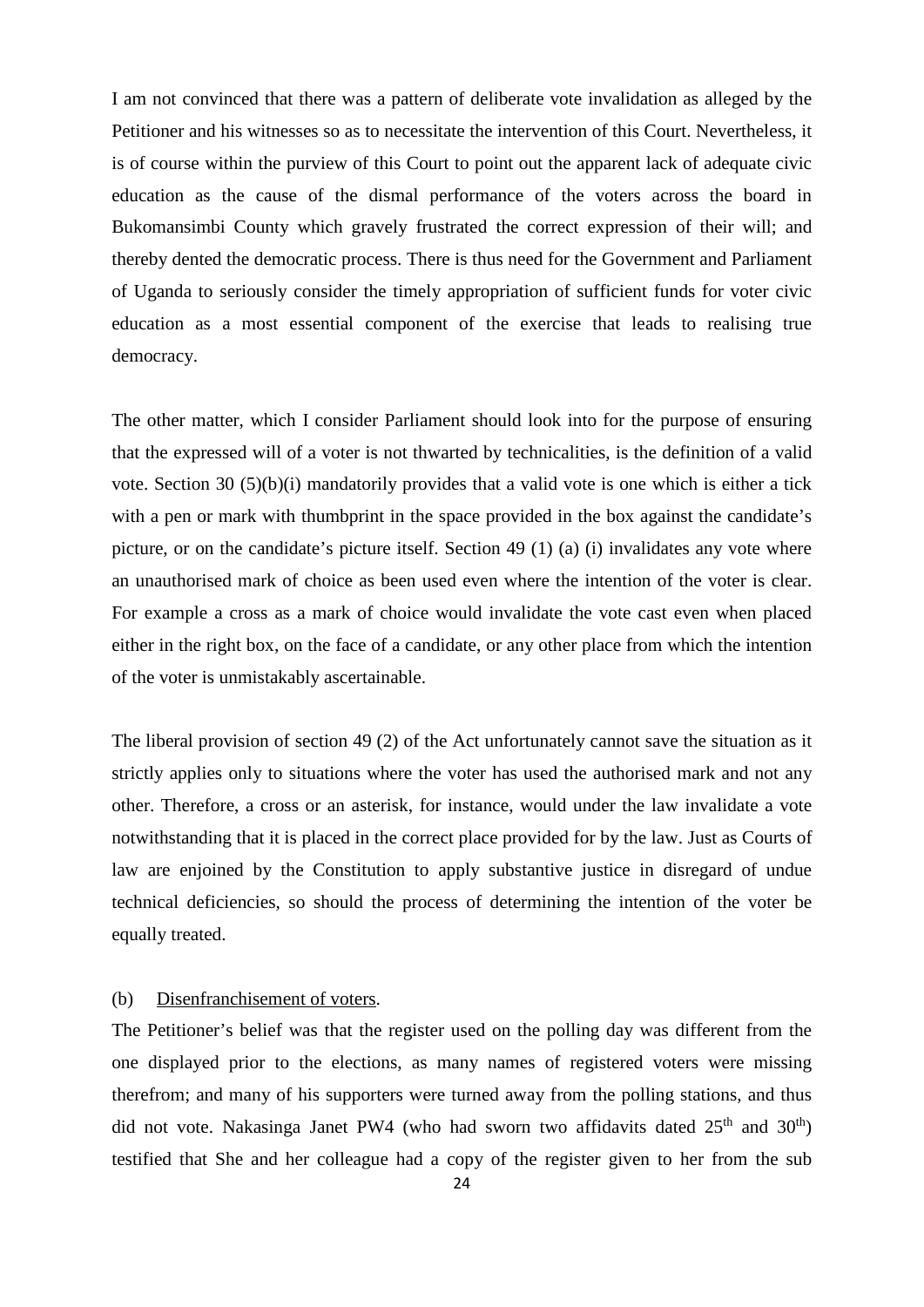I am not convinced that there was a pattern of deliberate vote invalidation as alleged by the Petitioner and his witnesses so as to necessitate the intervention of this Court. Nevertheless, it is of course within the purview of this Court to point out the apparent lack of adequate civic education as the cause of the dismal performance of the voters across the board in Bukomansimbi County which gravely frustrated the correct expression of their will; and thereby dented the democratic process. There is thus need for the Government and Parliament of Uganda to seriously consider the timely appropriation of sufficient funds for voter civic education as a most essential component of the exercise that leads to realising true democracy.

The other matter, which I consider Parliament should look into for the purpose of ensuring that the expressed will of a voter is not thwarted by technicalities, is the definition of a valid vote. Section 30 (5)(b)(i) mandatorily provides that a valid vote is one which is either a tick with a pen or mark with thumbprint in the space provided in the box against the candidate's picture, or on the candidate's picture itself. Section 49 (1) (a) (i) invalidates any vote where an unauthorised mark of choice as been used even where the intention of the voter is clear. For example a cross as a mark of choice would invalidate the vote cast even when placed either in the right box, on the face of a candidate, or any other place from which the intention of the voter is unmistakably ascertainable.

The liberal provision of section 49 (2) of the Act unfortunately cannot save the situation as it strictly applies only to situations where the voter has used the authorised mark and not any other. Therefore, a cross or an asterisk, for instance, would under the law invalidate a vote notwithstanding that it is placed in the correct place provided for by the law. Just as Courts of law are enjoined by the Constitution to apply substantive justice in disregard of undue technical deficiencies, so should the process of determining the intention of the voter be equally treated.

(b) <u>Disenfranchisement of voters</u>.

The Petitioner's belief was that the register used on the polling day was different from the one displayed prior to the elections, as many names of registered voters were missing therefrom; and many of his supporters were turned away from the polling stations, and thus did not vote. Nakasinga Janet PW4 (who had sworn two affidavits dated 25th and 30th) testified that She and her colleague had a copy of the register given to her from the sub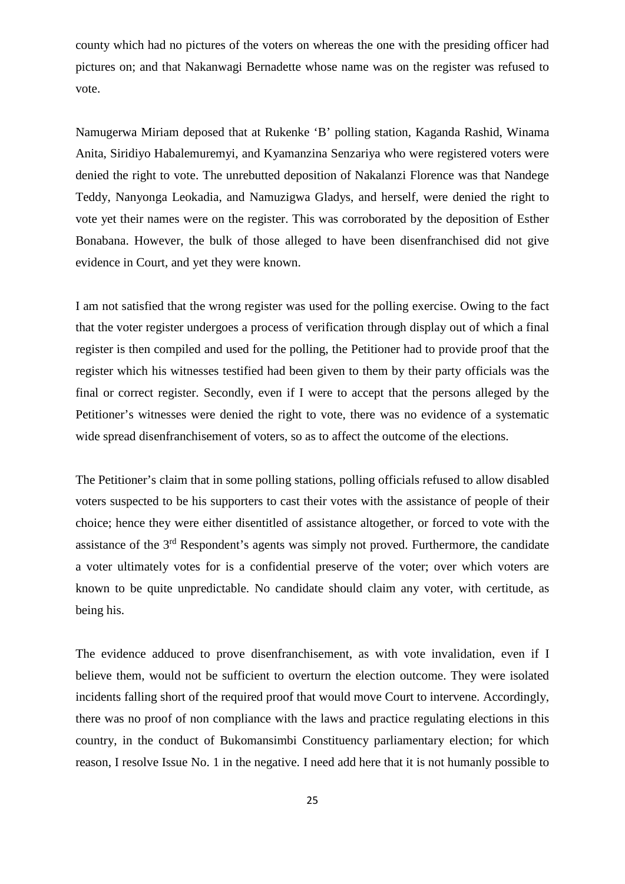county which had no pictures of the voters on whereas the one with the presiding officer had pictures on; and that Nakanwagi Bernadette whose name was on the register was refused to vote.

Namugerwa Miriam deposed that at Rukenke 'B' polling station, Kaganda Rashid, Winama Anita, Siridiyo Habalemuremyi, and Kyamanzina Senzariya who were registered voters were denied the right to vote. The unrebutted deposition of Nakalanzi Florence was that Nandege Teddy, Nanyonga Leokadia, and Namuzigwa Gladys, and herself, were denied the right to vote yet their names were on the register. This was corroborated by the deposition of Esther Bonabana. However, the bulk of those alleged to have been disenfranchised did not give evidence in Court, and yet they were known.

I am not satisfied that the wrong register was used for the polling exercise. Owing to the fact that the voter register undergoes a process of verification through display out of which a final register is then compiled and used for the polling, the Petitioner had to provide proof that the register which his witnesses testified had been given to them by their party officials was the final or correct register. Secondly, even if I were to accept that the persons alleged by the Petitioner's witnesses were denied the right to vote, there was no evidence of a systematic wide spread disenfranchisement of voters, so as to affect the outcome of the elections.

The Petitioner's claim that in some polling stations, polling officials refused to allow disabled voters suspected to be his supporters to cast their votes with the assistance of people of their choice; hence they were either disentitled of assistance altogether, or forced to vote with the assistance of the 3rd Respondent's agents was simply not proved. Furthermore, the candidate a voter ultimately votes for is a confidential preserve of the voter; over which voters are known to be quite unpredictable. No candidate should claim any voter, with certitude, as being his.

The evidence adduced to prove disenfranchisement, as with vote invalidation, even if I believe them, would not be sufficient to overturn the election outcome. They were isolated incidents falling short of the required proof that would move Court to intervene. Accordingly, there was no proof of non compliance with the laws and practice regulating elections in this country, in the conduct of Bukomansimbi Constituency parliamentary election; for which reason, I resolve Issue No. 1 in the negative. I need add here that it is not humanly possible to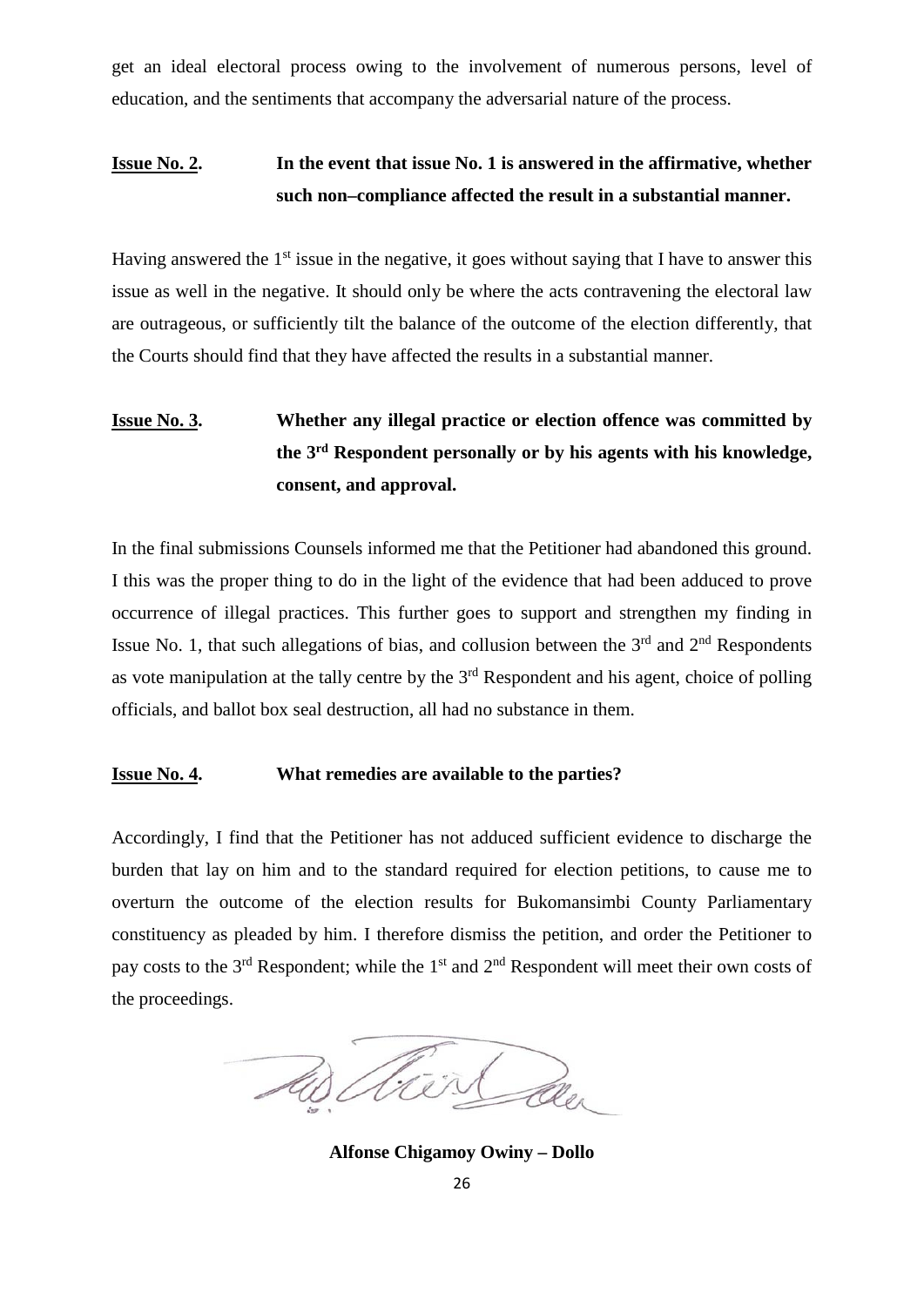get an ideal electoral process owing to the involvement of numerous persons, level of education, and the sentiments that accompany the adversarial nature of the process.

**<u>Issue No. 2</u>. In the event that issue No. 1 is answered in the affirmative, whether such non–compliance affected the result in a substantial manner.**

Having answered the 1st issue in the negative, it goes without saying that I have to answer this issue as well in the negative. It should only be where the acts contravening the electoral law are outrageous, or sufficiently tilt the balance of the outcome of the election differently, that the Courts should find that they have affected the results in a substantial manner.

**<u>Issue No. 3</u>. Whether any illegal practice or election offence was committed by the 3rd Respondent personally or by his agents with his knowledge, consent, and approval.**

In the final submissions Counsels informed me that the Petitioner had abandoned this ground. I this was the proper thing to do in the light of the evidence that had been adduced to prove occurrence of illegal practices. This further goes to support and strengthen my finding in Issue No. 1, that such allegations of bias, and collusion between the 3rd and 2nd Respondents as vote manipulation at the tally centre by the 3rd Respondent and his agent, choice of polling officials, and ballot box seal destruction, all had no substance in them.

**<u>Issue No. 4</u>. What remedies are available to the parties?**

Accordingly, I find that the Petitioner has not adduced sufficient evidence to discharge the burden that lay on him and to the standard required for election petitions, to cause me to overturn the outcome of the election results for Bukomansimbi County Parliamentary constituency as pleaded by him. I therefore dismiss the petition, and order the Petitioner to pay costs to the 3rd Respondent; while the 1st and 2nd Respondent will meet their own costs of the proceedings.

**Alfonse Chigamoy Owiny – Dollo**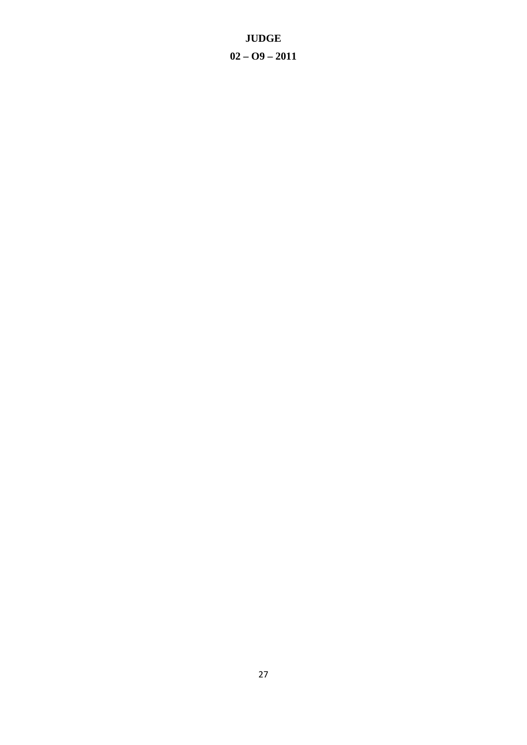**JUDGE**

**02 – O9 – 2011**